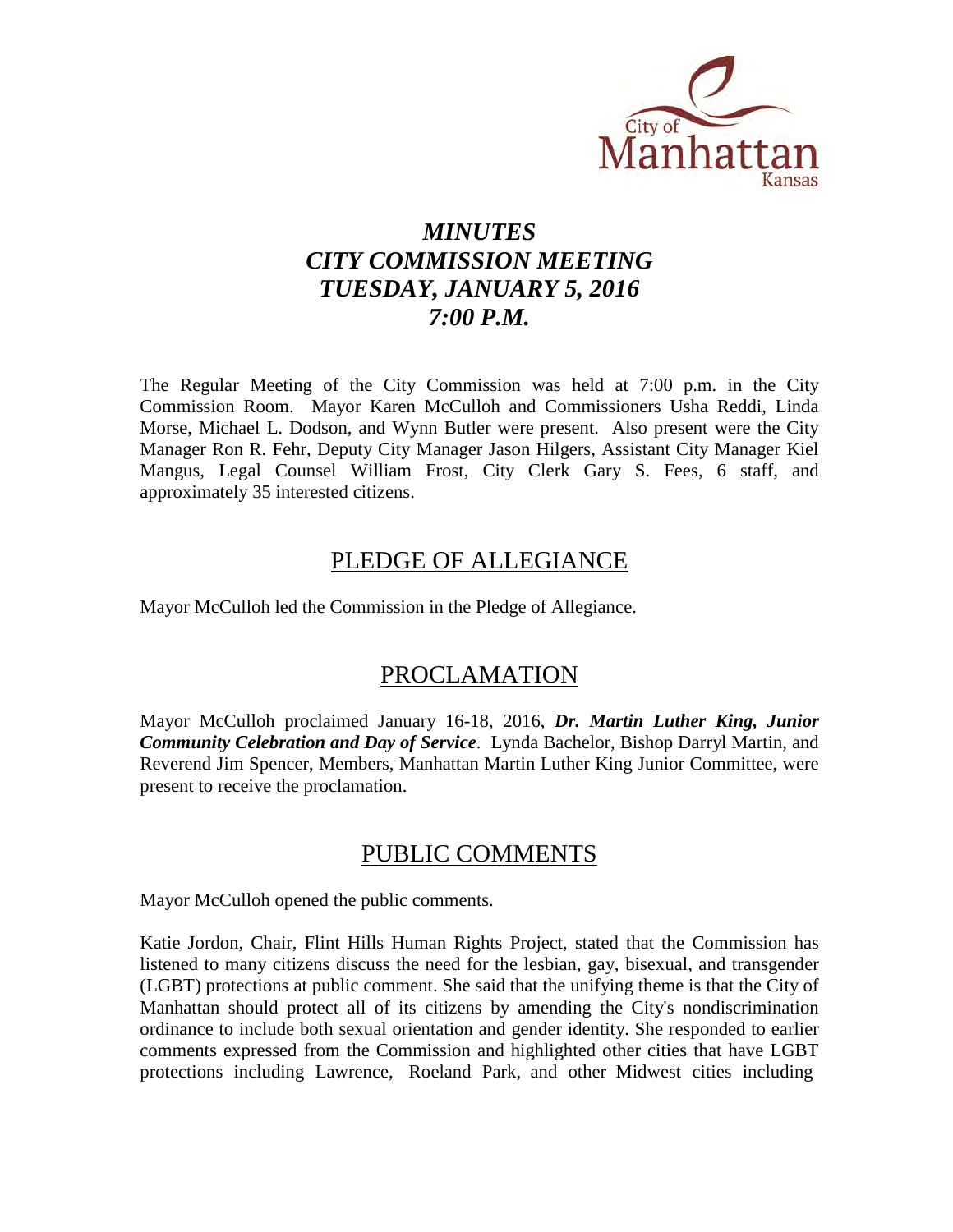# *MINUTES*
# *CITY COMMISSION MEETING*
# *TUESDAY, JANUARY 5, 2016*
# *7:00 P.M.*

The Regular Meeting of the City Commission was held at 7:00 p.m. in the City Commission Room. Mayor Karen McCulloh and Commissioners Usha Reddi, Linda Morse, Michael L. Dodson, and Wynn Butler were present. Also present were the City Manager Ron R. Fehr, Deputy City Manager Jason Hilgers, Assistant City Manager Kiel Mangus, Legal Counsel William Frost, City Clerk Gary S. Fees, 6 staff, and approximately 35 interested citizens.

## PLEDGE OF ALLEGIANCE

Mayor McCulloh led the Commission in the Pledge of Allegiance.

## PROCLAMATION

Mayor McCulloh proclaimed January 16-18, 2016, ***Dr. Martin Luther King, Junior Community Celebration and Day of Service***. Lynda Bachelor, Bishop Darryl Martin, and Reverend Jim Spencer, Members, Manhattan Martin Luther King Junior Committee, were present to receive the proclamation.

## PUBLIC COMMENTS

Mayor McCulloh opened the public comments.

Katie Jordon, Chair, Flint Hills Human Rights Project, stated that the Commission has listened to many citizens discuss the need for the lesbian, gay, bisexual, and transgender (LGBT) protections at public comment. She said that the unifying theme is that the City of Manhattan should protect all of its citizens by amending the City's nondiscrimination ordinance to include both sexual orientation and gender identity. She responded to earlier comments expressed from the Commission and highlighted other cities that have LGBT protections including Lawrence, Roeland Park, and other Midwest cities including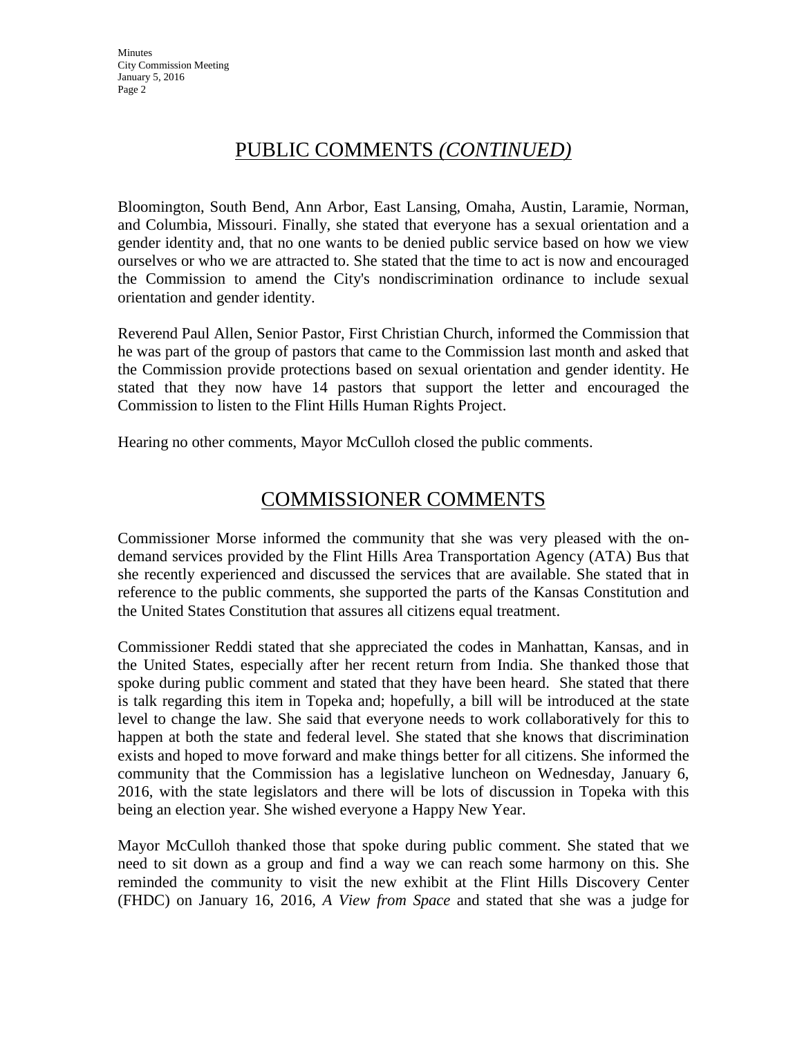## PUBLIC COMMENTS *(CONTINUED)*

Bloomington, South Bend, Ann Arbor, East Lansing, Omaha, Austin, Laramie, Norman, and Columbia, Missouri. Finally, she stated that everyone has a sexual orientation and a gender identity and, that no one wants to be denied public service based on how we view ourselves or who we are attracted to. She stated that the time to act is now and encouraged the Commission to amend the City's nondiscrimination ordinance to include sexual orientation and gender identity.

Reverend Paul Allen, Senior Pastor, First Christian Church, informed the Commission that he was part of the group of pastors that came to the Commission last month and asked that the Commission provide protections based on sexual orientation and gender identity. He stated that they now have 14 pastors that support the letter and encouraged the Commission to listen to the Flint Hills Human Rights Project.

Hearing no other comments, Mayor McCulloh closed the public comments.

## COMMISSIONER COMMENTS

Commissioner Morse informed the community that she was very pleased with the on-demand services provided by the Flint Hills Area Transportation Agency (ATA) Bus that she recently experienced and discussed the services that are available. She stated that in reference to the public comments, she supported the parts of the Kansas Constitution and the United States Constitution that assures all citizens equal treatment.

Commissioner Reddi stated that she appreciated the codes in Manhattan, Kansas, and in the United States, especially after her recent return from India. She thanked those that spoke during public comment and stated that they have been heard. She stated that there is talk regarding this item in Topeka and; hopefully, a bill will be introduced at the state level to change the law. She said that everyone needs to work collaboratively for this to happen at both the state and federal level. She stated that she knows that discrimination exists and hoped to move forward and make things better for all citizens. She informed the community that the Commission has a legislative luncheon on Wednesday, January 6, 2016, with the state legislators and there will be lots of discussion in Topeka with this being an election year. She wished everyone a Happy New Year.

Mayor McCulloh thanked those that spoke during public comment. She stated that we need to sit down as a group and find a way we can reach some harmony on this. She reminded the community to visit the new exhibit at the Flint Hills Discovery Center (FHDC) on January 16, 2016, *A View from Space* and stated that she was a judge for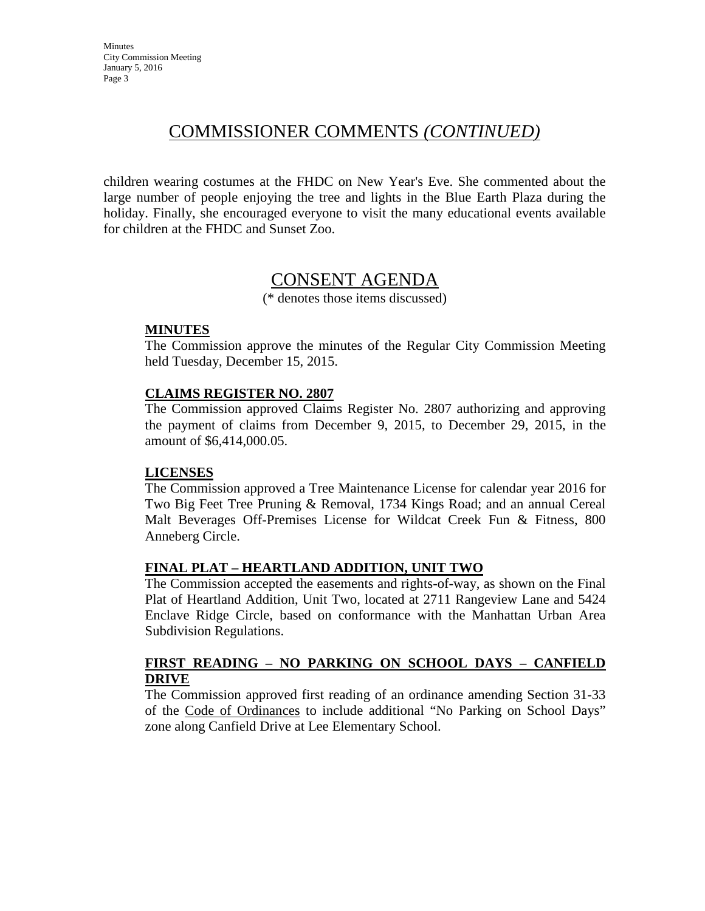## COMMISSIONER COMMENTS *(CONTINUED)*

children wearing costumes at the FHDC on New Year's Eve. She commented about the large number of people enjoying the tree and lights in the Blue Earth Plaza during the holiday. Finally, she encouraged everyone to visit the many educational events available for children at the FHDC and Sunset Zoo.

## CONSENT AGENDA

(* denotes those items discussed)

**MINUTES**

The Commission approve the minutes of the Regular City Commission Meeting held Tuesday, December 15, 2015.

**CLAIMS REGISTER NO. 2807**

The Commission approved Claims Register No. 2807 authorizing and approving the payment of claims from December 9, 2015, to December 29, 2015, in the amount of $6,414,000.05.

**LICENSES**

The Commission approved a Tree Maintenance License for calendar year 2016 for Two Big Feet Tree Pruning & Removal, 1734 Kings Road; and an annual Cereal Malt Beverages Off-Premises License for Wildcat Creek Fun & Fitness, 800 Anneberg Circle.

**FINAL PLAT – HEARTLAND ADDITION, UNIT TWO**

The Commission accepted the easements and rights-of-way, as shown on the Final Plat of Heartland Addition, Unit Two, located at 2711 Rangeview Lane and 5424 Enclave Ridge Circle, based on conformance with the Manhattan Urban Area Subdivision Regulations.

**FIRST READING – NO PARKING ON SCHOOL DAYS – CANFIELD DRIVE**

The Commission approved first reading of an ordinance amending Section 31-33 of the Code of Ordinances to include additional "No Parking on School Days" zone along Canfield Drive at Lee Elementary School.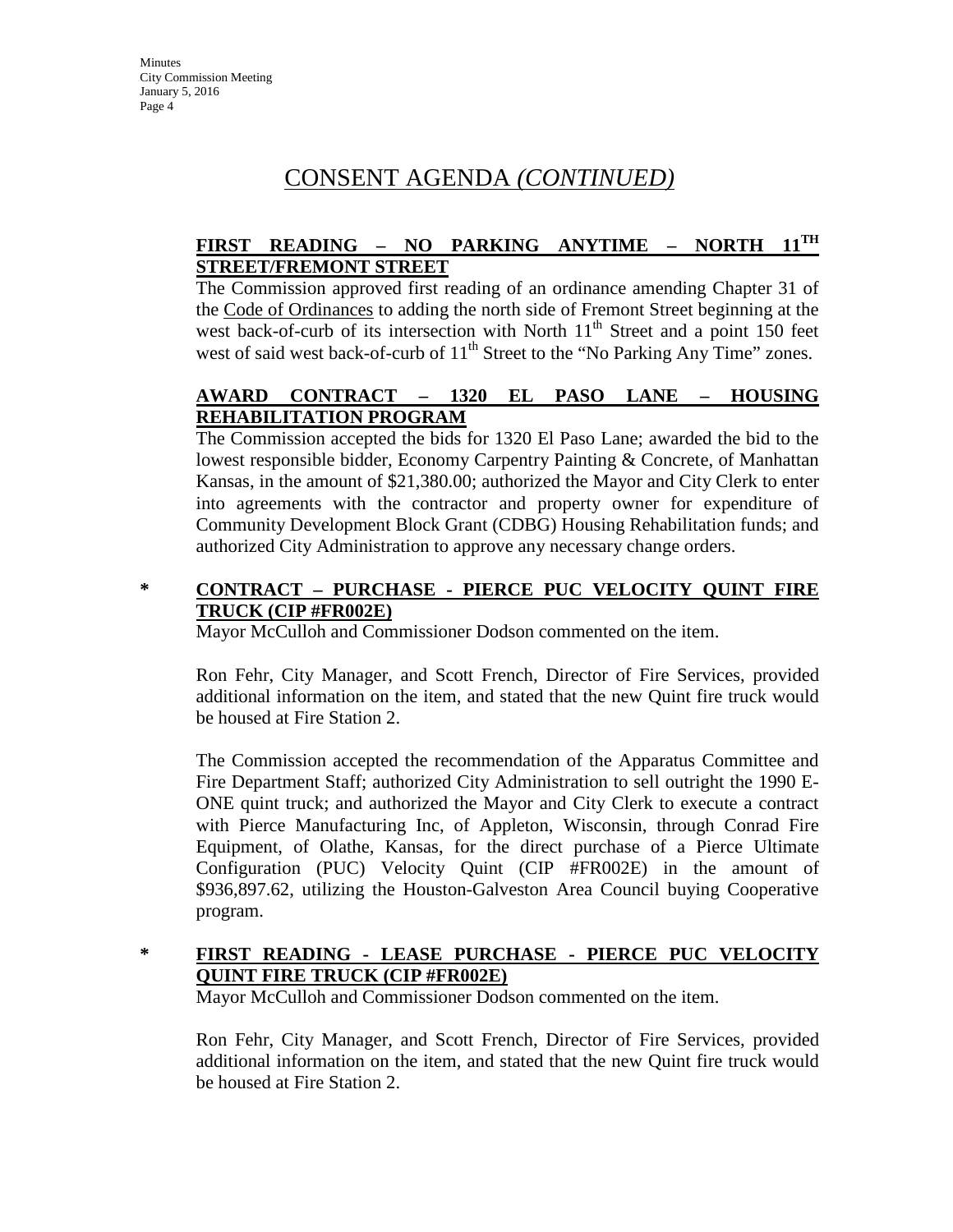# CONSENT AGENDA *(CONTINUED)*

**FIRST READING – NO PARKING ANYTIME – NORTH 11$^{TH}$ STREET/FREMONT STREET**

The Commission approved first reading of an ordinance amending Chapter 31 of the Code of Ordinances to adding the north side of Fremont Street beginning at the west back-of-curb of its intersection with North 11$^{th}$ Street and a point 150 feet west of said west back-of-curb of 11$^{th}$ Street to the "No Parking Any Time" zones.

**AWARD CONTRACT – 1320 EL PASO LANE – HOUSING REHABILITATION PROGRAM**

The Commission accepted the bids for 1320 El Paso Lane; awarded the bid to the lowest responsible bidder, Economy Carpentry Painting & Concrete, of Manhattan Kansas, in the amount of $21,380.00; authorized the Mayor and City Clerk to enter into agreements with the contractor and property owner for expenditure of Community Development Block Grant (CDBG) Housing Rehabilitation funds; and authorized City Administration to approve any necessary change orders.

**\* CONTRACT – PURCHASE - PIERCE PUC VELOCITY QUINT FIRE TRUCK (CIP #FR002E)**

Mayor McCulloh and Commissioner Dodson commented on the item.

Ron Fehr, City Manager, and Scott French, Director of Fire Services, provided additional information on the item, and stated that the new Quint fire truck would be housed at Fire Station 2.

The Commission accepted the recommendation of the Apparatus Committee and Fire Department Staff; authorized City Administration to sell outright the 1990 E-ONE quint truck; and authorized the Mayor and City Clerk to execute a contract with Pierce Manufacturing Inc, of Appleton, Wisconsin, through Conrad Fire Equipment, of Olathe, Kansas, for the direct purchase of a Pierce Ultimate Configuration (PUC) Velocity Quint (CIP #FR002E) in the amount of $936,897.62, utilizing the Houston-Galveston Area Council buying Cooperative program.

**\* FIRST READING - LEASE PURCHASE - PIERCE PUC VELOCITY QUINT FIRE TRUCK (CIP #FR002E)**

Mayor McCulloh and Commissioner Dodson commented on the item.

Ron Fehr, City Manager, and Scott French, Director of Fire Services, provided additional information on the item, and stated that the new Quint fire truck would be housed at Fire Station 2.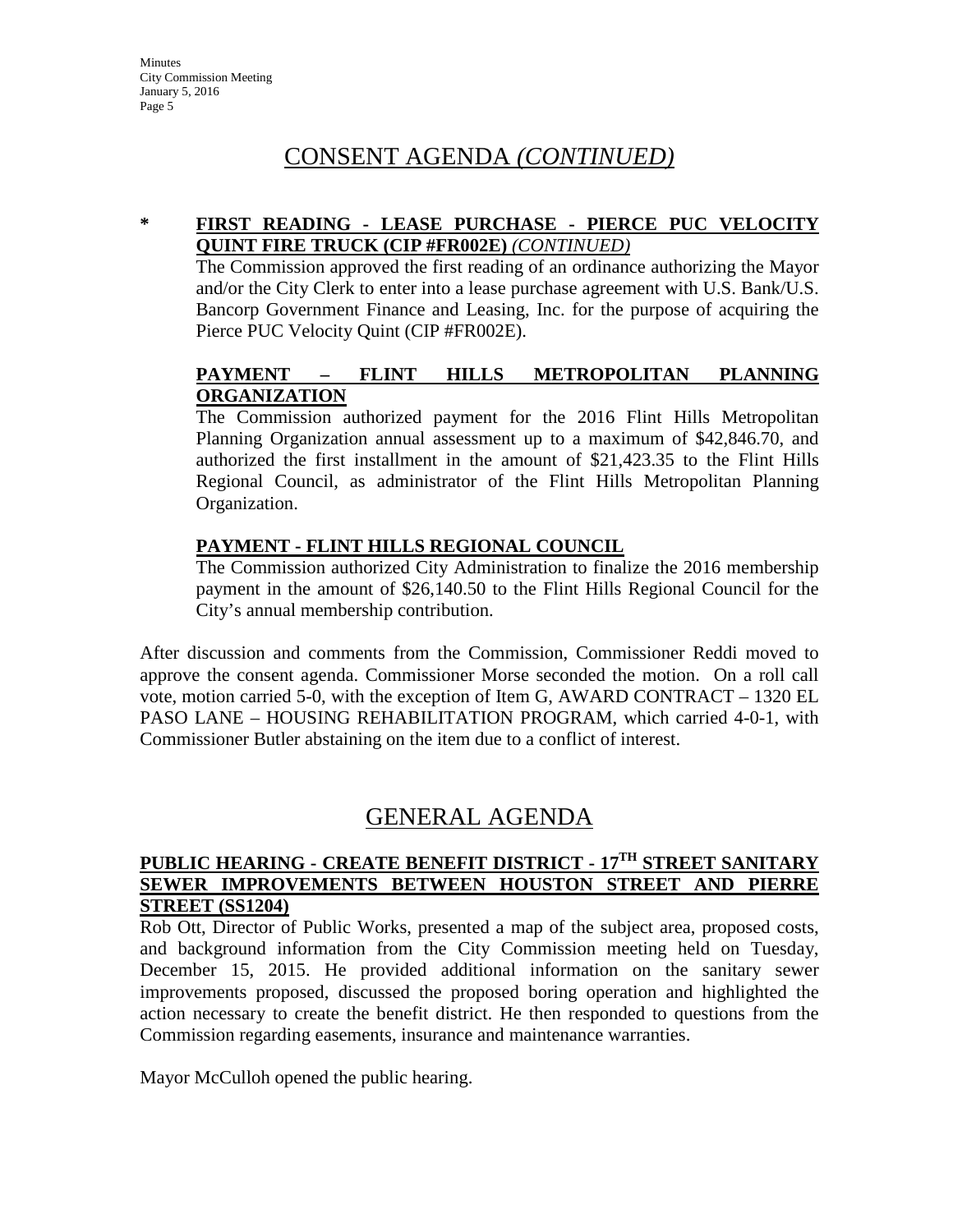# CONSENT AGENDA *(CONTINUED)*

**\* FIRST READING - LEASE PURCHASE - PIERCE PUC VELOCITY QUINT FIRE TRUCK (CIP #FR002E)** ***(CONTINUED)***

The Commission approved the first reading of an ordinance authorizing the Mayor and/or the City Clerk to enter into a lease purchase agreement with U.S. Bank/U.S. Bancorp Government Finance and Leasing, Inc. for the purpose of acquiring the Pierce PUC Velocity Quint (CIP #FR002E).

**PAYMENT – FLINT HILLS METROPOLITAN PLANNING ORGANIZATION**

The Commission authorized payment for the 2016 Flint Hills Metropolitan Planning Organization annual assessment up to a maximum of $42,846.70, and authorized the first installment in the amount of $21,423.35 to the Flint Hills Regional Council, as administrator of the Flint Hills Metropolitan Planning Organization.

**PAYMENT - FLINT HILLS REGIONAL COUNCIL**

The Commission authorized City Administration to finalize the 2016 membership payment in the amount of $26,140.50 to the Flint Hills Regional Council for the City's annual membership contribution.

After discussion and comments from the Commission, Commissioner Reddi moved to approve the consent agenda. Commissioner Morse seconded the motion. On a roll call vote, motion carried 5-0, with the exception of Item G, AWARD CONTRACT – 1320 EL PASO LANE – HOUSING REHABILITATION PROGRAM, which carried 4-0-1, with Commissioner Butler abstaining on the item due to a conflict of interest.

# GENERAL AGENDA

**PUBLIC HEARING - CREATE BENEFIT DISTRICT - 17TH STREET SANITARY SEWER IMPROVEMENTS BETWEEN HOUSTON STREET AND PIERRE STREET (SS1204)**

Rob Ott, Director of Public Works, presented a map of the subject area, proposed costs, and background information from the City Commission meeting held on Tuesday, December 15, 2015. He provided additional information on the sanitary sewer improvements proposed, discussed the proposed boring operation and highlighted the action necessary to create the benefit district. He then responded to questions from the Commission regarding easements, insurance and maintenance warranties.

Mayor McCulloh opened the public hearing.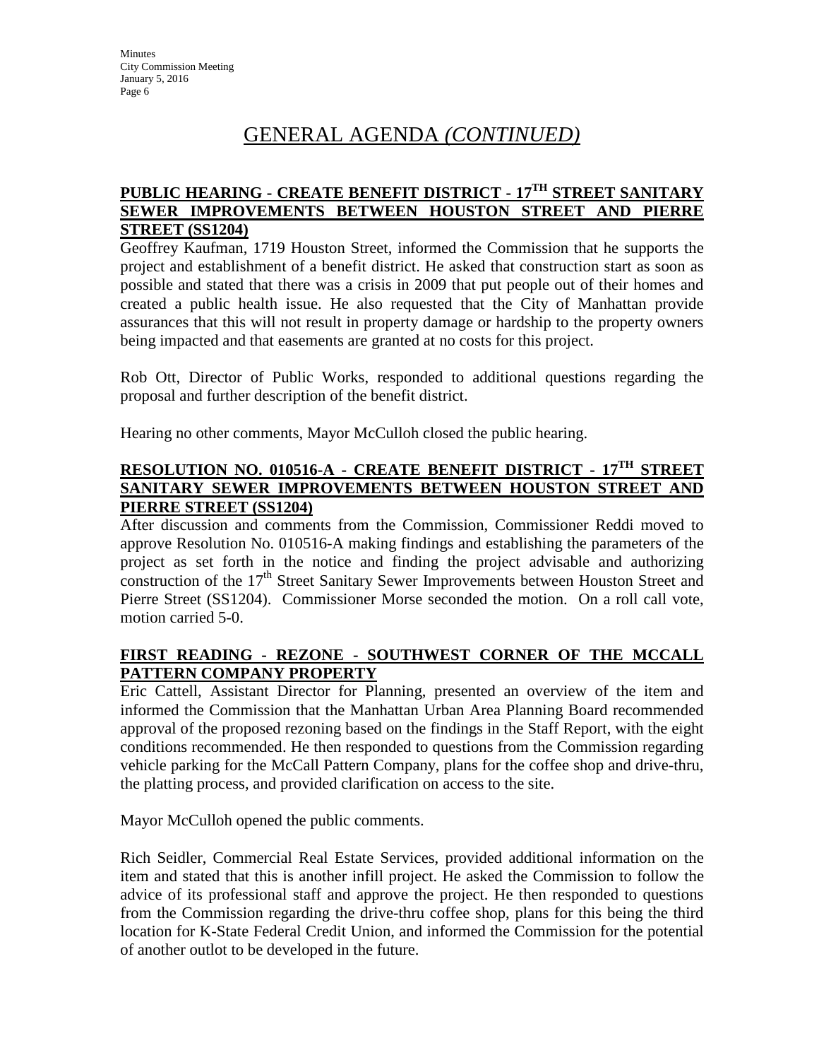# GENERAL AGENDA *(CONTINUED)*

## PUBLIC HEARING - CREATE BENEFIT DISTRICT - 17TH STREET SANITARY SEWER IMPROVEMENTS BETWEEN HOUSTON STREET AND PIERRE STREET (SS1204)

Geoffrey Kaufman, 1719 Houston Street, informed the Commission that he supports the project and establishment of a benefit district. He asked that construction start as soon as possible and stated that there was a crisis in 2009 that put people out of their homes and created a public health issue. He also requested that the City of Manhattan provide assurances that this will not result in property damage or hardship to the property owners being impacted and that easements are granted at no costs for this project.

Rob Ott, Director of Public Works, responded to additional questions regarding the proposal and further description of the benefit district.

Hearing no other comments, Mayor McCulloh closed the public hearing.

## RESOLUTION NO. 010516-A - CREATE BENEFIT DISTRICT - 17TH STREET SANITARY SEWER IMPROVEMENTS BETWEEN HOUSTON STREET AND PIERRE STREET (SS1204)

After discussion and comments from the Commission, Commissioner Reddi moved to approve Resolution No. 010516-A making findings and establishing the parameters of the project as set forth in the notice and finding the project advisable and authorizing construction of the 17th Street Sanitary Sewer Improvements between Houston Street and Pierre Street (SS1204). Commissioner Morse seconded the motion. On a roll call vote, motion carried 5-0.

## FIRST READING - REZONE - SOUTHWEST CORNER OF THE MCCALL PATTERN COMPANY PROPERTY

Eric Cattell, Assistant Director for Planning, presented an overview of the item and informed the Commission that the Manhattan Urban Area Planning Board recommended approval of the proposed rezoning based on the findings in the Staff Report, with the eight conditions recommended. He then responded to questions from the Commission regarding vehicle parking for the McCall Pattern Company, plans for the coffee shop and drive-thru, the platting process, and provided clarification on access to the site.

Mayor McCulloh opened the public comments.

Rich Seidler, Commercial Real Estate Services, provided additional information on the item and stated that this is another infill project. He asked the Commission to follow the advice of its professional staff and approve the project. He then responded to questions from the Commission regarding the drive-thru coffee shop, plans for this being the third location for K-State Federal Credit Union, and informed the Commission for the potential of another outlot to be developed in the future.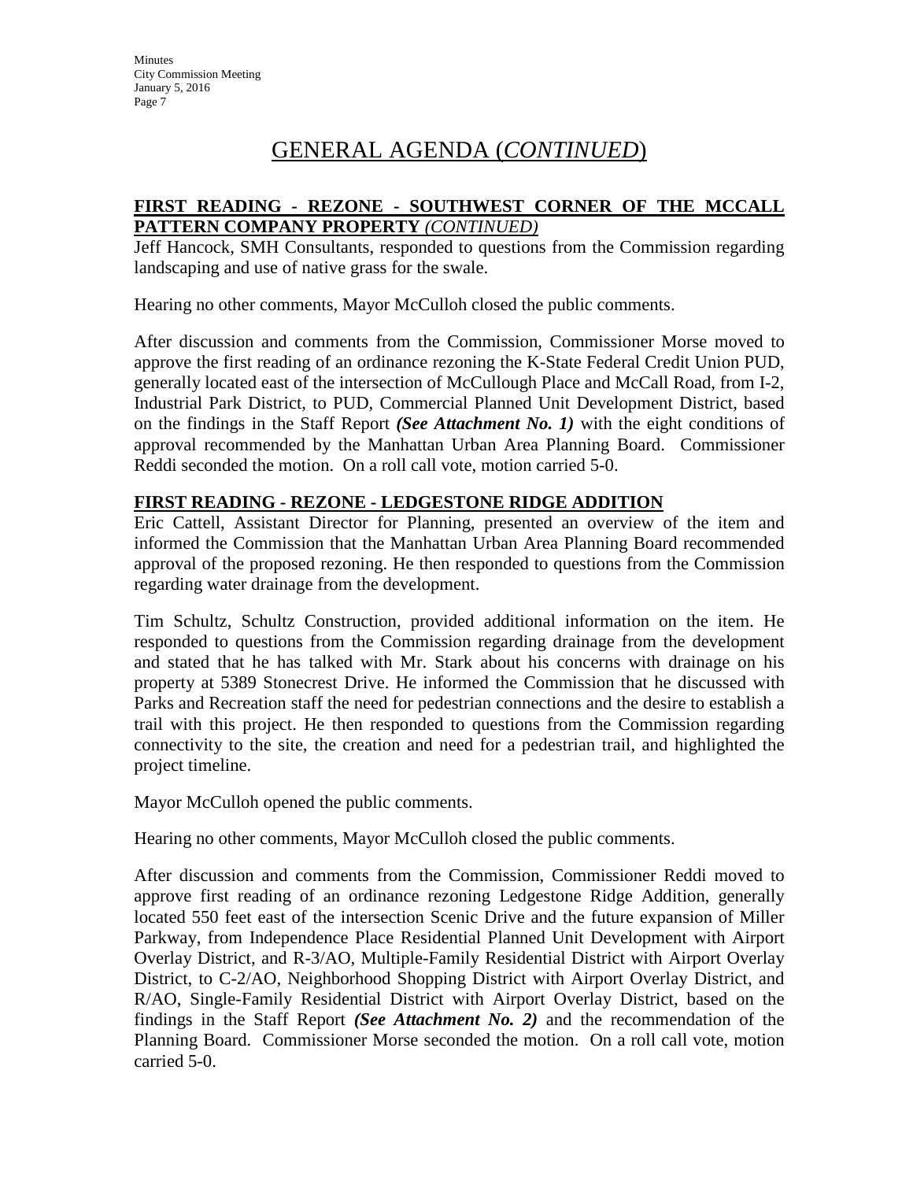# GENERAL AGENDA (*CONTINUED*)

**FIRST READING - REZONE - SOUTHWEST CORNER OF THE MCCALL PATTERN COMPANY PROPERTY** *(CONTINUED)*

Jeff Hancock, SMH Consultants, responded to questions from the Commission regarding landscaping and use of native grass for the swale.

Hearing no other comments, Mayor McCulloh closed the public comments.

After discussion and comments from the Commission, Commissioner Morse moved to approve the first reading of an ordinance rezoning the K-State Federal Credit Union PUD, generally located east of the intersection of McCullough Place and McCall Road, from I-2, Industrial Park District, to PUD, Commercial Planned Unit Development District, based on the findings in the Staff Report ***(See Attachment No. 1)*** with the eight conditions of approval recommended by the Manhattan Urban Area Planning Board. Commissioner Reddi seconded the motion. On a roll call vote, motion carried 5-0.

**FIRST READING - REZONE - LEDGESTONE RIDGE ADDITION**

Eric Cattell, Assistant Director for Planning, presented an overview of the item and informed the Commission that the Manhattan Urban Area Planning Board recommended approval of the proposed rezoning. He then responded to questions from the Commission regarding water drainage from the development.

Tim Schultz, Schultz Construction, provided additional information on the item. He responded to questions from the Commission regarding drainage from the development and stated that he has talked with Mr. Stark about his concerns with drainage on his property at 5389 Stonecrest Drive. He informed the Commission that he discussed with Parks and Recreation staff the need for pedestrian connections and the desire to establish a trail with this project. He then responded to questions from the Commission regarding connectivity to the site, the creation and need for a pedestrian trail, and highlighted the project timeline.

Mayor McCulloh opened the public comments.

Hearing no other comments, Mayor McCulloh closed the public comments.

After discussion and comments from the Commission, Commissioner Reddi moved to approve first reading of an ordinance rezoning Ledgestone Ridge Addition, generally located 550 feet east of the intersection Scenic Drive and the future expansion of Miller Parkway, from Independence Place Residential Planned Unit Development with Airport Overlay District, and R-3/AO, Multiple-Family Residential District with Airport Overlay District, to C-2/AO, Neighborhood Shopping District with Airport Overlay District, and R/AO, Single-Family Residential District with Airport Overlay District, based on the findings in the Staff Report ***(See Attachment No. 2)*** and the recommendation of the Planning Board. Commissioner Morse seconded the motion. On a roll call vote, motion carried 5-0.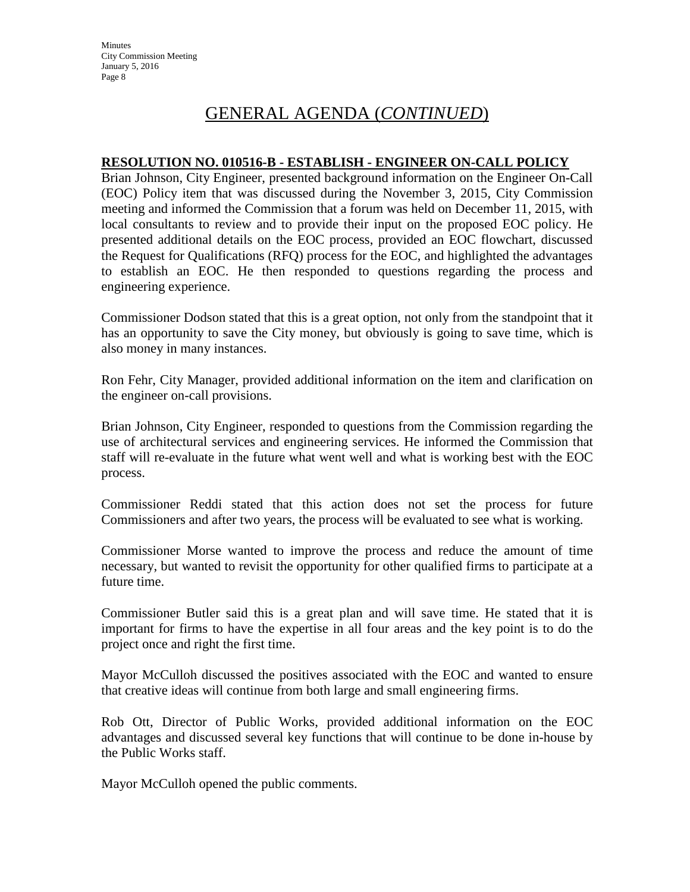# GENERAL AGENDA (*CONTINUED*)

**RESOLUTION NO. 010516-B - ESTABLISH - ENGINEER ON-CALL POLICY**

Brian Johnson, City Engineer, presented background information on the Engineer On-Call (EOC) Policy item that was discussed during the November 3, 2015, City Commission meeting and informed the Commission that a forum was held on December 11, 2015, with local consultants to review and to provide their input on the proposed EOC policy. He presented additional details on the EOC process, provided an EOC flowchart, discussed the Request for Qualifications (RFQ) process for the EOC, and highlighted the advantages to establish an EOC. He then responded to questions regarding the process and engineering experience.

Commissioner Dodson stated that this is a great option, not only from the standpoint that it has an opportunity to save the City money, but obviously is going to save time, which is also money in many instances.

Ron Fehr, City Manager, provided additional information on the item and clarification on the engineer on-call provisions.

Brian Johnson, City Engineer, responded to questions from the Commission regarding the use of architectural services and engineering services. He informed the Commission that staff will re-evaluate in the future what went well and what is working best with the EOC process.

Commissioner Reddi stated that this action does not set the process for future Commissioners and after two years, the process will be evaluated to see what is working.

Commissioner Morse wanted to improve the process and reduce the amount of time necessary, but wanted to revisit the opportunity for other qualified firms to participate at a future time.

Commissioner Butler said this is a great plan and will save time. He stated that it is important for firms to have the expertise in all four areas and the key point is to do the project once and right the first time.

Mayor McCulloh discussed the positives associated with the EOC and wanted to ensure that creative ideas will continue from both large and small engineering firms.

Rob Ott, Director of Public Works, provided additional information on the EOC advantages and discussed several key functions that will continue to be done in-house by the Public Works staff.

Mayor McCulloh opened the public comments.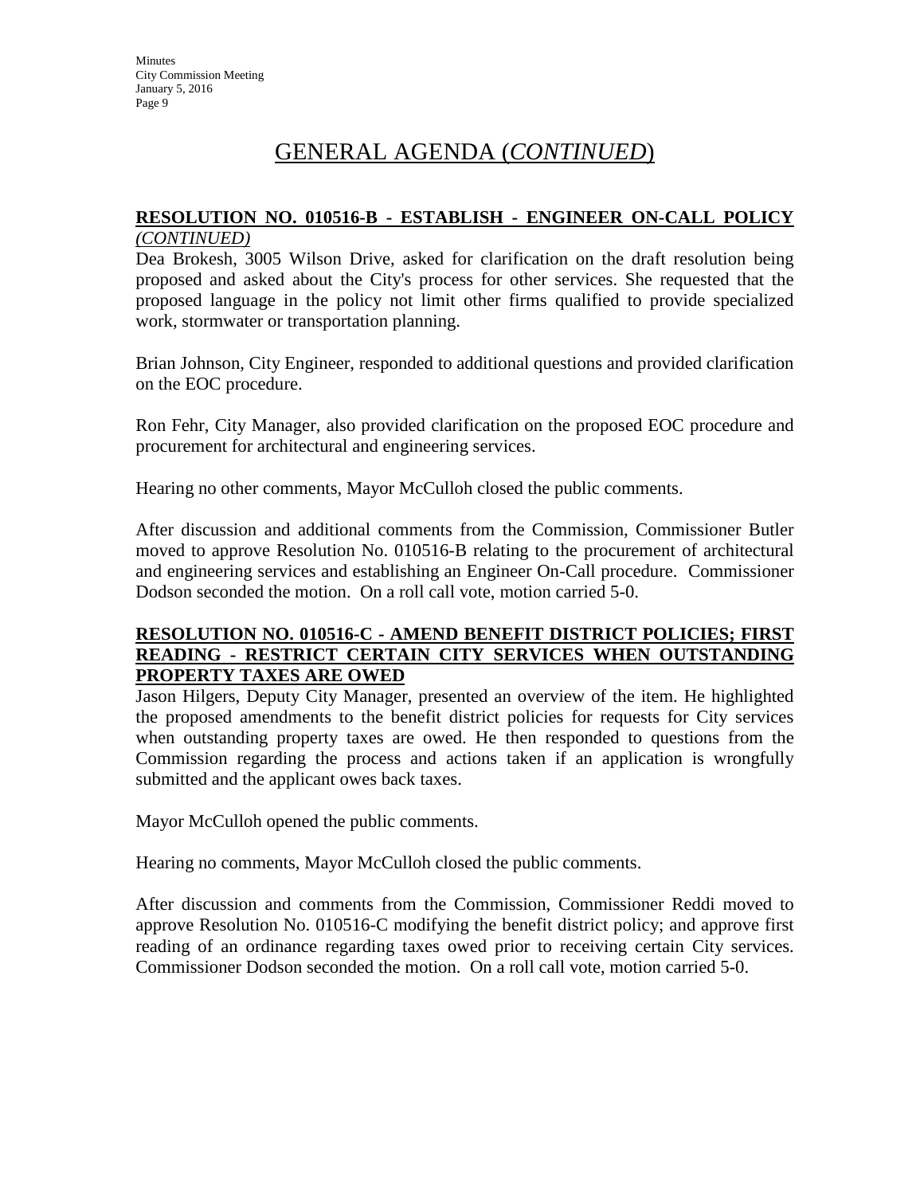# GENERAL AGENDA (*CONTINUED*)

**RESOLUTION NO. 010516-B - ESTABLISH - ENGINEER ON-CALL POLICY** *(CONTINUED)*

Dea Brokesh, 3005 Wilson Drive, asked for clarification on the draft resolution being proposed and asked about the City's process for other services. She requested that the proposed language in the policy not limit other firms qualified to provide specialized work, stormwater or transportation planning.

Brian Johnson, City Engineer, responded to additional questions and provided clarification on the EOC procedure.

Ron Fehr, City Manager, also provided clarification on the proposed EOC procedure and procurement for architectural and engineering services.

Hearing no other comments, Mayor McCulloh closed the public comments.

After discussion and additional comments from the Commission, Commissioner Butler moved to approve Resolution No. 010516-B relating to the procurement of architectural and engineering services and establishing an Engineer On-Call procedure. Commissioner Dodson seconded the motion. On a roll call vote, motion carried 5-0.

**RESOLUTION NO. 010516-C - AMEND BENEFIT DISTRICT POLICIES; FIRST READING - RESTRICT CERTAIN CITY SERVICES WHEN OUTSTANDING PROPERTY TAXES ARE OWED**

Jason Hilgers, Deputy City Manager, presented an overview of the item. He highlighted the proposed amendments to the benefit district policies for requests for City services when outstanding property taxes are owed. He then responded to questions from the Commission regarding the process and actions taken if an application is wrongfully submitted and the applicant owes back taxes.

Mayor McCulloh opened the public comments.

Hearing no comments, Mayor McCulloh closed the public comments.

After discussion and comments from the Commission, Commissioner Reddi moved to approve Resolution No. 010516-C modifying the benefit district policy; and approve first reading of an ordinance regarding taxes owed prior to receiving certain City services. Commissioner Dodson seconded the motion. On a roll call vote, motion carried 5-0.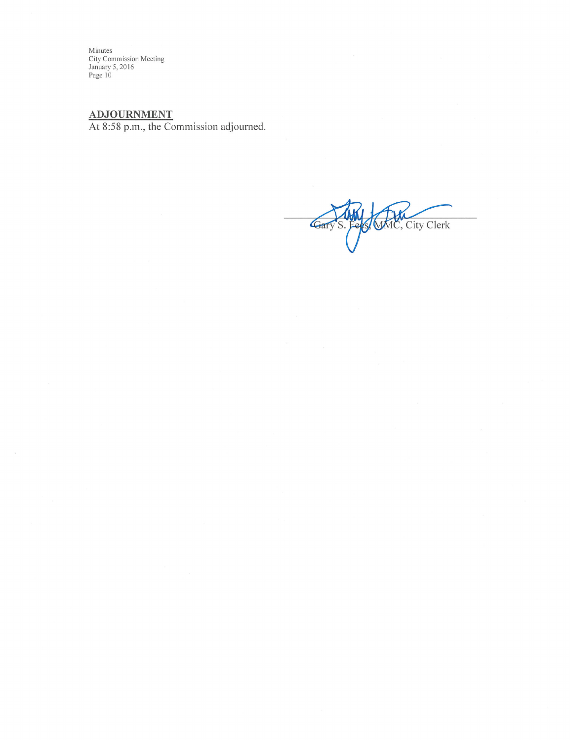## ADJOURNMENT

At 8:58 p.m., the Commission adjourned.

Gary S. Fees, MMC, City Clerk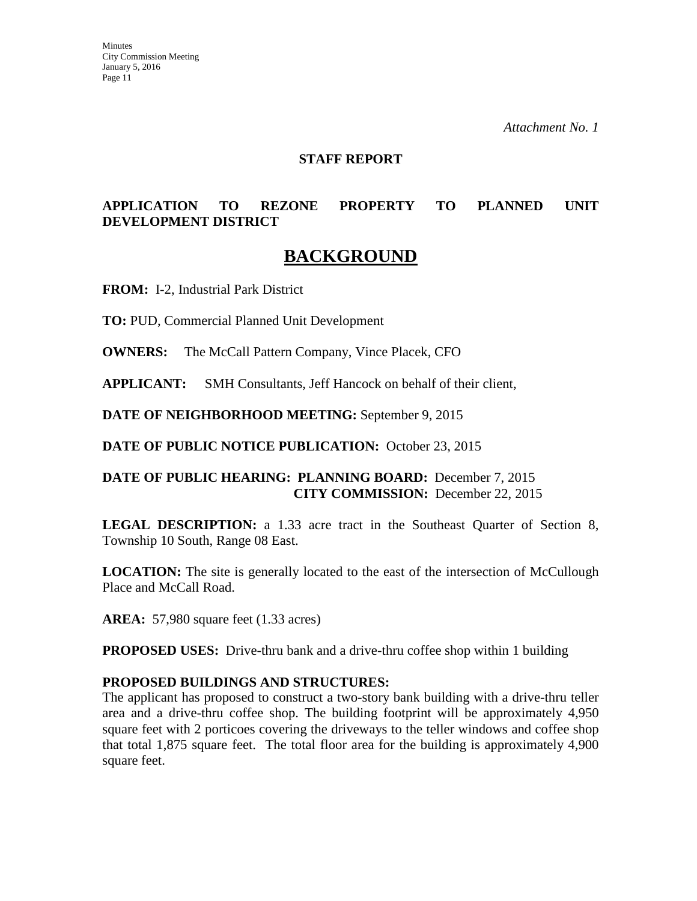*Attachment No. 1*

**STAFF REPORT**

**APPLICATION TO REZONE PROPERTY TO PLANNED UNIT DEVELOPMENT DISTRICT**

# BACKGROUND

**FROM:** I-2, Industrial Park District

**TO:** PUD, Commercial Planned Unit Development

**OWNERS:** The McCall Pattern Company, Vince Placek, CFO

**APPLICANT:** SMH Consultants, Jeff Hancock on behalf of their client,

**DATE OF NEIGHBORHOOD MEETING:** September 9, 2015

**DATE OF PUBLIC NOTICE PUBLICATION:** October 23, 2015

**DATE OF PUBLIC HEARING: PLANNING BOARD:** December 7, 2015
**CITY COMMISSION:** December 22, 2015

**LEGAL DESCRIPTION:** a 1.33 acre tract in the Southeast Quarter of Section 8, Township 10 South, Range 08 East.

**LOCATION:** The site is generally located to the east of the intersection of McCullough Place and McCall Road.

**AREA:** 57,980 square feet (1.33 acres)

**PROPOSED USES:** Drive-thru bank and a drive-thru coffee shop within 1 building

**PROPOSED BUILDINGS AND STRUCTURES:**
The applicant has proposed to construct a two-story bank building with a drive-thru teller area and a drive-thru coffee shop. The building footprint will be approximately 4,950 square feet with 2 porticoes covering the driveways to the teller windows and coffee shop that total 1,875 square feet. The total floor area for the building is approximately 4,900 square feet.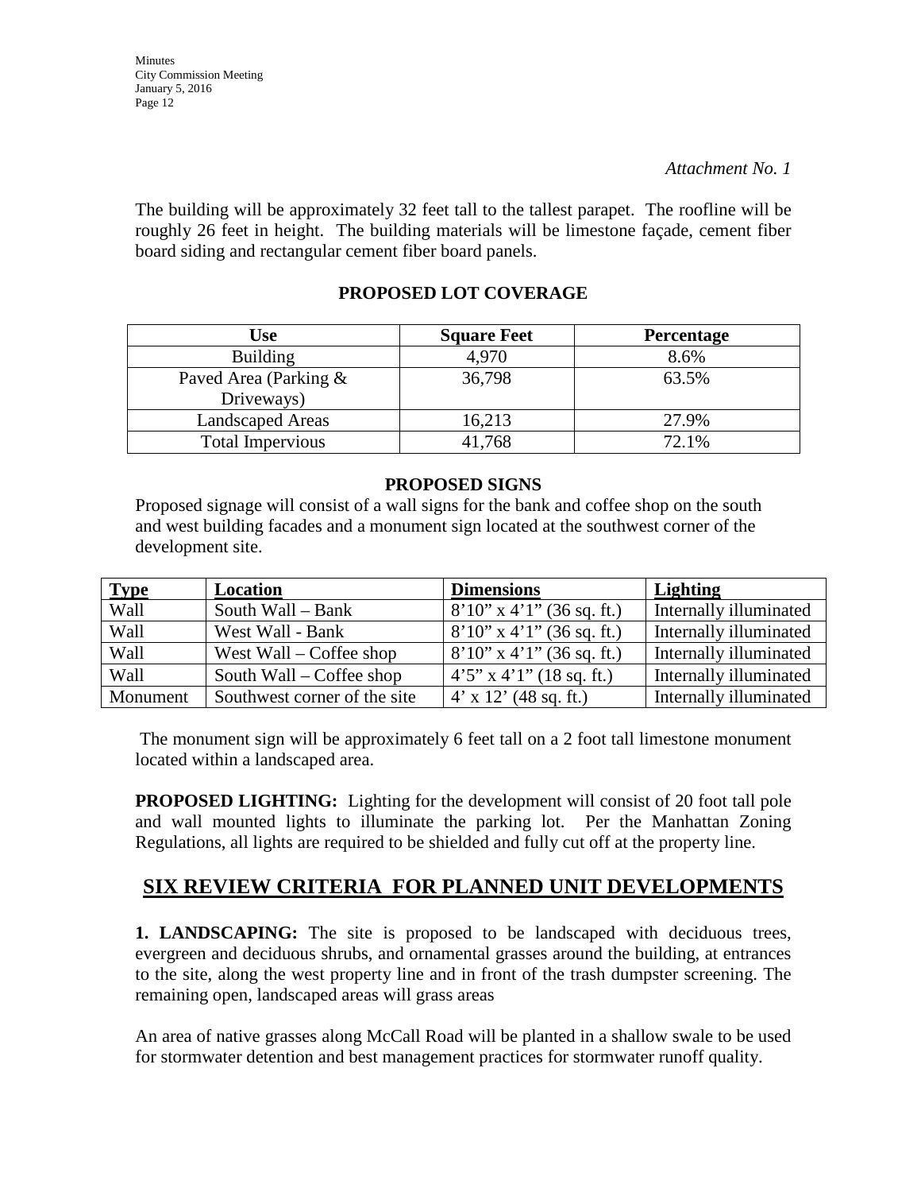*Attachment No. 1*

The building will be approximately 32 feet tall to the tallest parapet. The roofline will be roughly 26 feet in height. The building materials will be limestone façade, cement fiber board siding and rectangular cement fiber board panels.

**PROPOSED LOT COVERAGE**

| Use | Square Feet | Percentage |
|---|---|---|
| Building | 4,970 | 8.6% |
| Paved Area (Parking & Driveways) | 36,798 | 63.5% |
| Landscaped Areas | 16,213 | 27.9% |
| Total Impervious | 41,768 | 72.1% |

**PROPOSED SIGNS**

Proposed signage will consist of a wall signs for the bank and coffee shop on the south and west building facades and a monument sign located at the southwest corner of the development site.

| Type | Location | Dimensions | Lighting |
|---|---|---|---|
| Wall | South Wall – Bank | 8'10" x 4'1" (36 sq. ft.) | Internally illuminated |
| Wall | West Wall - Bank | 8'10" x 4'1" (36 sq. ft.) | Internally illuminated |
| Wall | West Wall – Coffee shop | 8'10" x 4'1" (36 sq. ft.) | Internally illuminated |
| Wall | South Wall – Coffee shop | 4'5" x 4'1" (18 sq. ft.) | Internally illuminated |
| Monument | Southwest corner of the site | 4' x 12' (48 sq. ft.) | Internally illuminated |

The monument sign will be approximately 6 feet tall on a 2 foot tall limestone monument located within a landscaped area.

**PROPOSED LIGHTING:** Lighting for the development will consist of 20 foot tall pole and wall mounted lights to illuminate the parking lot. Per the Manhattan Zoning Regulations, all lights are required to be shielded and fully cut off at the property line.

## SIX REVIEW CRITERIA FOR PLANNED UNIT DEVELOPMENTS

**1. LANDSCAPING:** The site is proposed to be landscaped with deciduous trees, evergreen and deciduous shrubs, and ornamental grasses around the building, at entrances to the site, along the west property line and in front of the trash dumpster screening. The remaining open, landscaped areas will grass areas

An area of native grasses along McCall Road will be planted in a shallow swale to be used for stormwater detention and best management practices for stormwater runoff quality.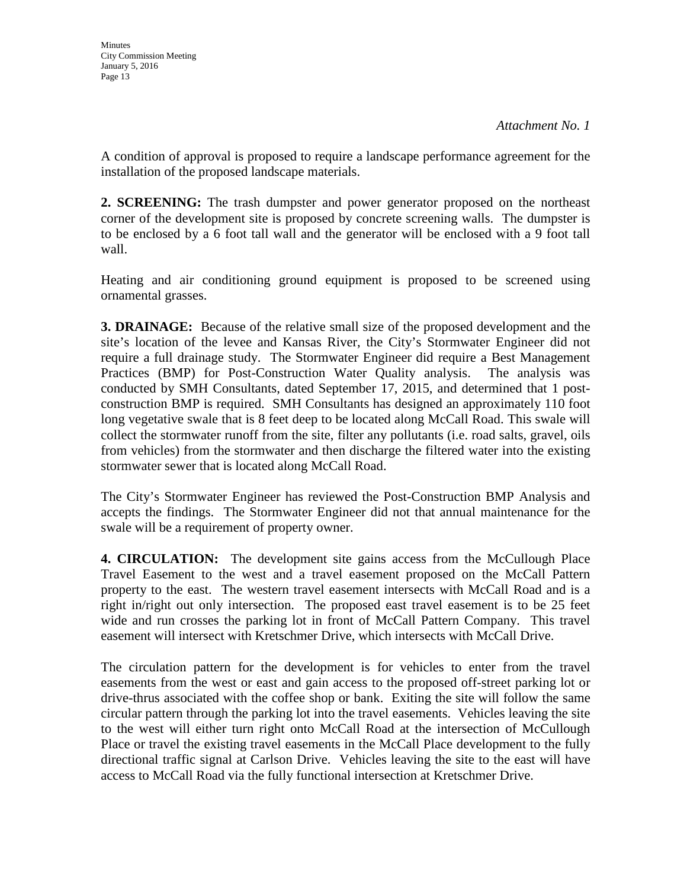*Attachment No. 1*

A condition of approval is proposed to require a landscape performance agreement for the installation of the proposed landscape materials.

**2. SCREENING:** The trash dumpster and power generator proposed on the northeast corner of the development site is proposed by concrete screening walls. The dumpster is to be enclosed by a 6 foot tall wall and the generator will be enclosed with a 9 foot tall wall.

Heating and air conditioning ground equipment is proposed to be screened using ornamental grasses.

**3. DRAINAGE:** Because of the relative small size of the proposed development and the site's location of the levee and Kansas River, the City's Stormwater Engineer did not require a full drainage study. The Stormwater Engineer did require a Best Management Practices (BMP) for Post-Construction Water Quality analysis. The analysis was conducted by SMH Consultants, dated September 17, 2015, and determined that 1 post-construction BMP is required. SMH Consultants has designed an approximately 110 foot long vegetative swale that is 8 feet deep to be located along McCall Road. This swale will collect the stormwater runoff from the site, filter any pollutants (i.e. road salts, gravel, oils from vehicles) from the stormwater and then discharge the filtered water into the existing stormwater sewer that is located along McCall Road.

The City's Stormwater Engineer has reviewed the Post-Construction BMP Analysis and accepts the findings. The Stormwater Engineer did not that annual maintenance for the swale will be a requirement of property owner.

**4. CIRCULATION:** The development site gains access from the McCullough Place Travel Easement to the west and a travel easement proposed on the McCall Pattern property to the east. The western travel easement intersects with McCall Road and is a right in/right out only intersection. The proposed east travel easement is to be 25 feet wide and run crosses the parking lot in front of McCall Pattern Company. This travel easement will intersect with Kretschmer Drive, which intersects with McCall Drive.

The circulation pattern for the development is for vehicles to enter from the travel easements from the west or east and gain access to the proposed off-street parking lot or drive-thrus associated with the coffee shop or bank. Exiting the site will follow the same circular pattern through the parking lot into the travel easements. Vehicles leaving the site to the west will either turn right onto McCall Road at the intersection of McCullough Place or travel the existing travel easements in the McCall Place development to the fully directional traffic signal at Carlson Drive. Vehicles leaving the site to the east will have access to McCall Road via the fully functional intersection at Kretschmer Drive.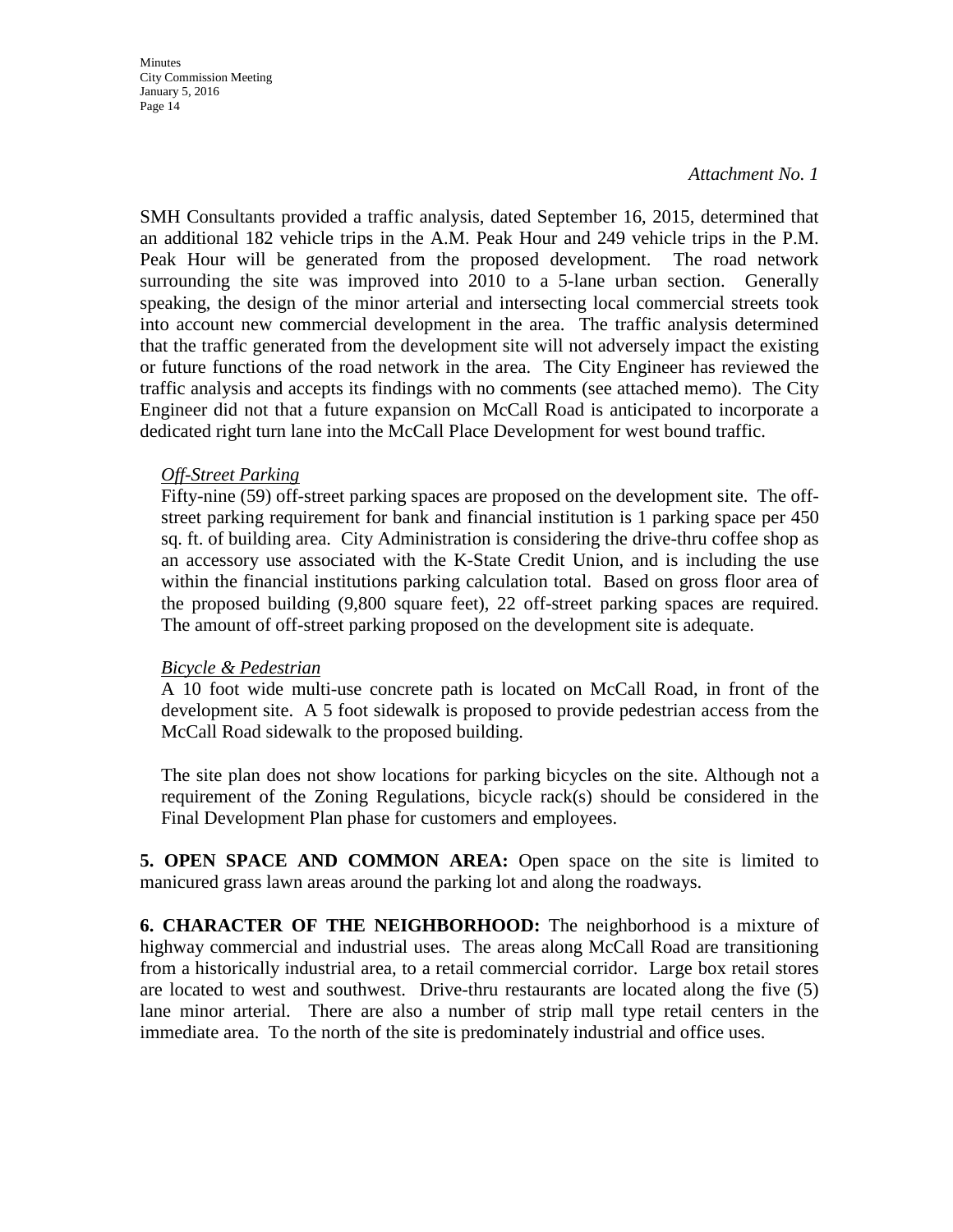*Attachment No. 1*

SMH Consultants provided a traffic analysis, dated September 16, 2015, determined that an additional 182 vehicle trips in the A.M. Peak Hour and 249 vehicle trips in the P.M. Peak Hour will be generated from the proposed development. The road network surrounding the site was improved into 2010 to a 5-lane urban section. Generally speaking, the design of the minor arterial and intersecting local commercial streets took into account new commercial development in the area. The traffic analysis determined that the traffic generated from the development site will not adversely impact the existing or future functions of the road network in the area. The City Engineer has reviewed the traffic analysis and accepts its findings with no comments (see attached memo). The City Engineer did not that a future expansion on McCall Road is anticipated to incorporate a dedicated right turn lane into the McCall Place Development for west bound traffic.

*Off-Street Parking*

Fifty-nine (59) off-street parking spaces are proposed on the development site. The off-street parking requirement for bank and financial institution is 1 parking space per 450 sq. ft. of building area. City Administration is considering the drive-thru coffee shop as an accessory use associated with the K-State Credit Union, and is including the use within the financial institutions parking calculation total. Based on gross floor area of the proposed building (9,800 square feet), 22 off-street parking spaces are required. The amount of off-street parking proposed on the development site is adequate.

*Bicycle & Pedestrian*

A 10 foot wide multi-use concrete path is located on McCall Road, in front of the development site. A 5 foot sidewalk is proposed to provide pedestrian access from the McCall Road sidewalk to the proposed building.

The site plan does not show locations for parking bicycles on the site. Although not a requirement of the Zoning Regulations, bicycle rack(s) should be considered in the Final Development Plan phase for customers and employees.

**5. OPEN SPACE AND COMMON AREA:** Open space on the site is limited to manicured grass lawn areas around the parking lot and along the roadways.

**6. CHARACTER OF THE NEIGHBORHOOD:** The neighborhood is a mixture of highway commercial and industrial uses. The areas along McCall Road are transitioning from a historically industrial area, to a retail commercial corridor. Large box retail stores are located to west and southwest. Drive-thru restaurants are located along the five (5) lane minor arterial. There are also a number of strip mall type retail centers in the immediate area. To the north of the site is predominately industrial and office uses.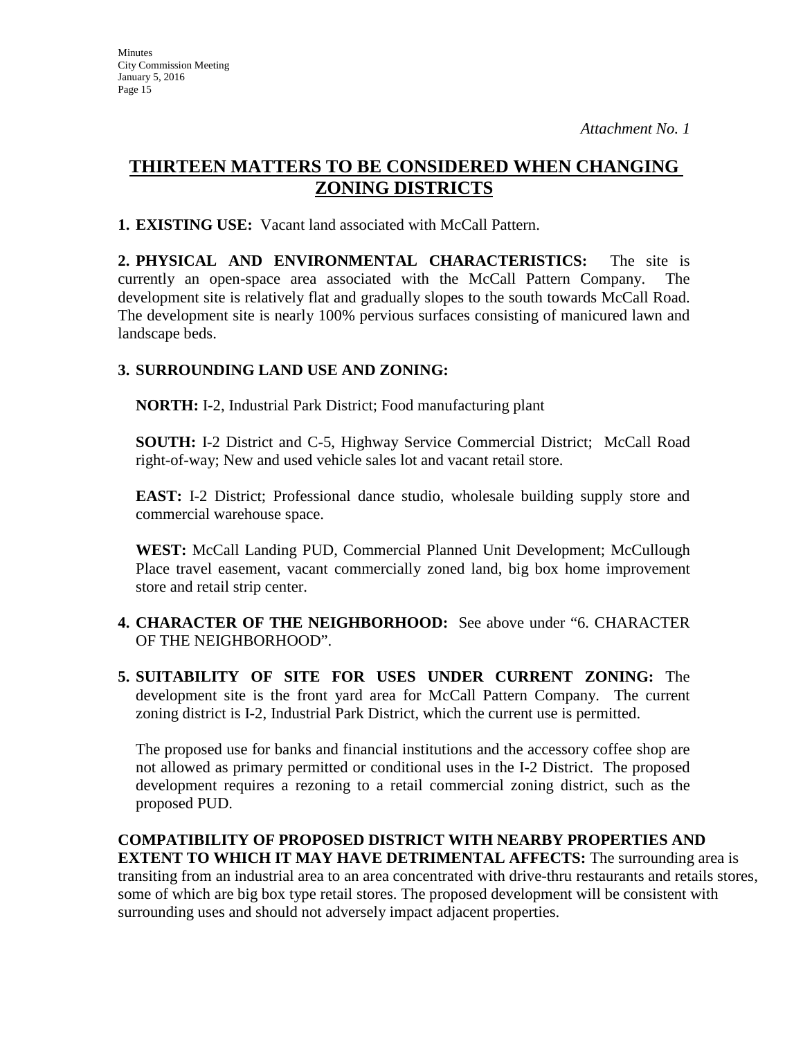*Attachment No. 1*

# THIRTEEN MATTERS TO BE CONSIDERED WHEN CHANGING ZONING DISTRICTS

**1. EXISTING USE:** Vacant land associated with McCall Pattern.

**2. PHYSICAL AND ENVIRONMENTAL CHARACTERISTICS:** The site is currently an open-space area associated with the McCall Pattern Company. The development site is relatively flat and gradually slopes to the south towards McCall Road. The development site is nearly 100% pervious surfaces consisting of manicured lawn and landscape beds.

**3. SURROUNDING LAND USE AND ZONING:**

**NORTH:** I-2, Industrial Park District; Food manufacturing plant

**SOUTH:** I-2 District and C-5, Highway Service Commercial District; McCall Road right-of-way; New and used vehicle sales lot and vacant retail store.

**EAST:** I-2 District; Professional dance studio, wholesale building supply store and commercial warehouse space.

**WEST:** McCall Landing PUD, Commercial Planned Unit Development; McCullough Place travel easement, vacant commercially zoned land, big box home improvement store and retail strip center.

**4. CHARACTER OF THE NEIGHBORHOOD:** See above under "6. CHARACTER OF THE NEIGHBORHOOD".

**5. SUITABILITY OF SITE FOR USES UNDER CURRENT ZONING:** The development site is the front yard area for McCall Pattern Company. The current zoning district is I-2, Industrial Park District, which the current use is permitted.

The proposed use for banks and financial institutions and the accessory coffee shop are not allowed as primary permitted or conditional uses in the I-2 District. The proposed development requires a rezoning to a retail commercial zoning district, such as the proposed PUD.

**COMPATIBILITY OF PROPOSED DISTRICT WITH NEARBY PROPERTIES AND EXTENT TO WHICH IT MAY HAVE DETRIMENTAL AFFECTS:** The surrounding area is transiting from an industrial area to an area concentrated with drive-thru restaurants and retails stores, some of which are big box type retail stores. The proposed development will be consistent with surrounding uses and should not adversely impact adjacent properties.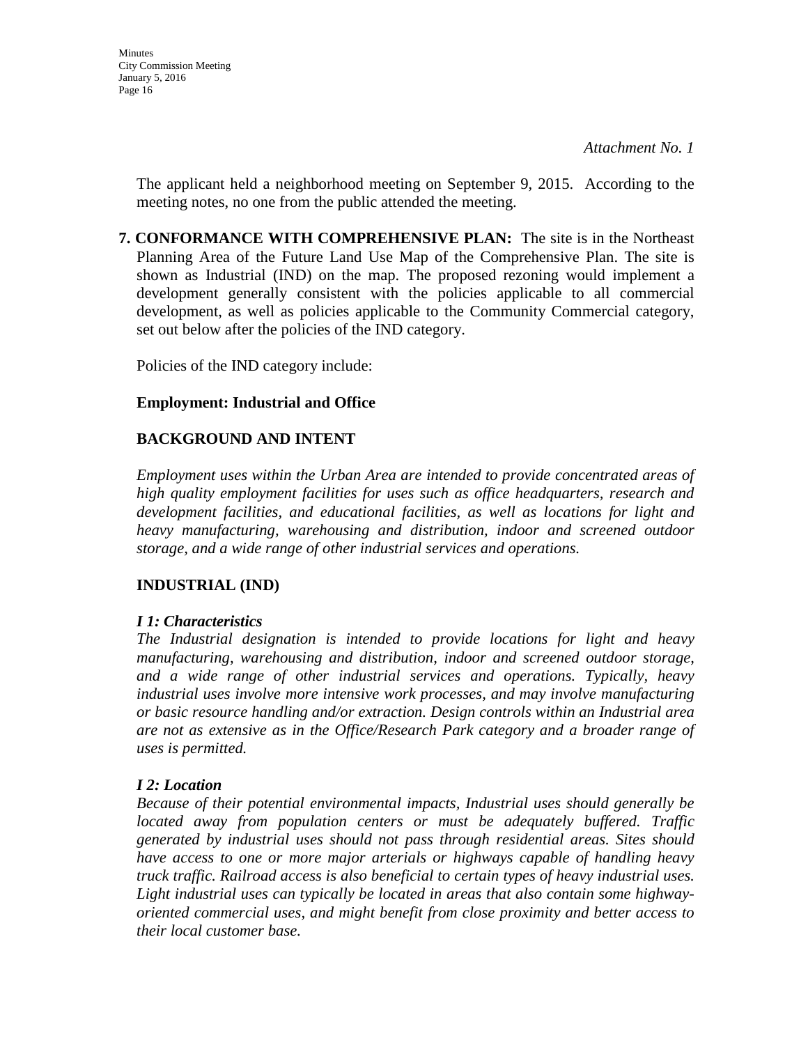*Attachment No. 1*

The applicant held a neighborhood meeting on September 9, 2015. According to the meeting notes, no one from the public attended the meeting.

**7. CONFORMANCE WITH COMPREHENSIVE PLAN:** The site is in the Northeast Planning Area of the Future Land Use Map of the Comprehensive Plan. The site is shown as Industrial (IND) on the map. The proposed rezoning would implement a development generally consistent with the policies applicable to all commercial development, as well as policies applicable to the Community Commercial category, set out below after the policies of the IND category.

Policies of the IND category include:

**Employment: Industrial and Office**

**BACKGROUND AND INTENT**

*Employment uses within the Urban Area are intended to provide concentrated areas of high quality employment facilities for uses such as office headquarters, research and development facilities, and educational facilities, as well as locations for light and heavy manufacturing, warehousing and distribution, indoor and screened outdoor storage, and a wide range of other industrial services and operations.*

**INDUSTRIAL (IND)**

***I 1: Characteristics***
*The Industrial designation is intended to provide locations for light and heavy manufacturing, warehousing and distribution, indoor and screened outdoor storage, and a wide range of other industrial services and operations. Typically, heavy industrial uses involve more intensive work processes, and may involve manufacturing or basic resource handling and/or extraction. Design controls within an Industrial area are not as extensive as in the Office/Research Park category and a broader range of uses is permitted.*

***I 2: Location***
*Because of their potential environmental impacts, Industrial uses should generally be located away from population centers or must be adequately buffered. Traffic generated by industrial uses should not pass through residential areas. Sites should have access to one or more major arterials or highways capable of handling heavy truck traffic. Railroad access is also beneficial to certain types of heavy industrial uses. Light industrial uses can typically be located in areas that also contain some highway-oriented commercial uses, and might benefit from close proximity and better access to their local customer base.*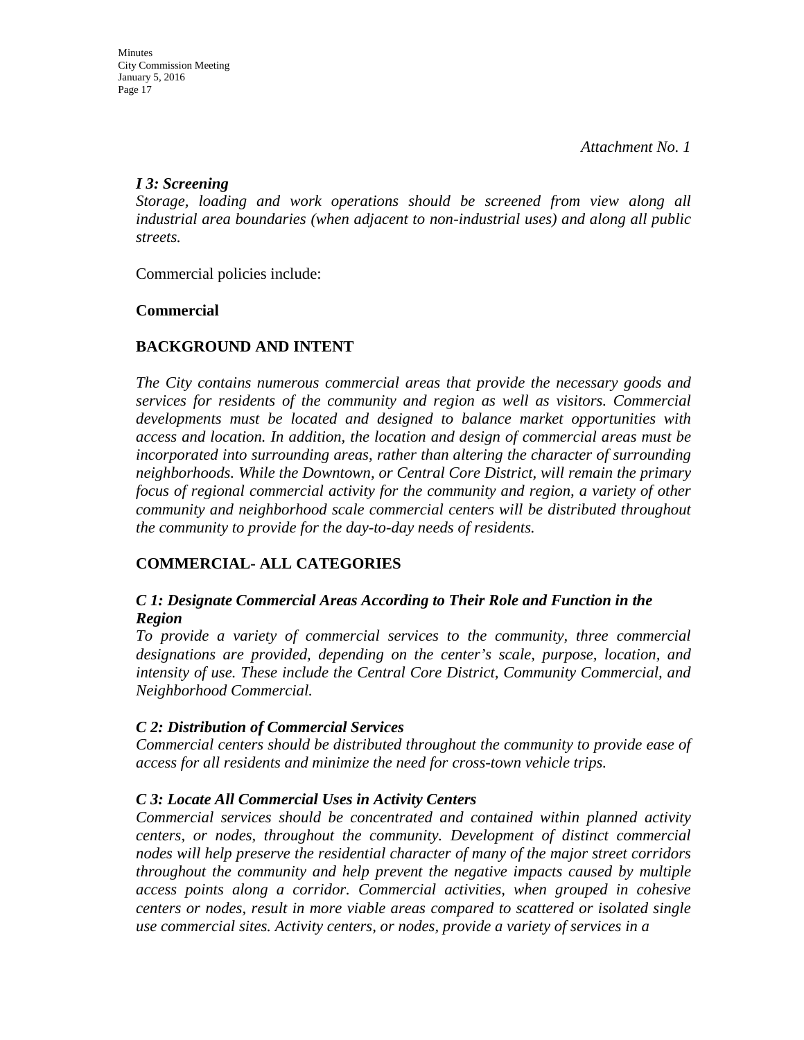*Attachment No. 1*

***I 3: Screening***
*Storage, loading and work operations should be screened from view along all industrial area boundaries (when adjacent to non-industrial uses) and along all public streets.*

Commercial policies include:

**Commercial**

**BACKGROUND AND INTENT**

*The City contains numerous commercial areas that provide the necessary goods and services for residents of the community and region as well as visitors. Commercial developments must be located and designed to balance market opportunities with access and location. In addition, the location and design of commercial areas must be incorporated into surrounding areas, rather than altering the character of surrounding neighborhoods. While the Downtown, or Central Core District, will remain the primary focus of regional commercial activity for the community and region, a variety of other community and neighborhood scale commercial centers will be distributed throughout the community to provide for the day-to-day needs of residents.*

**COMMERCIAL- ALL CATEGORIES**

***C 1: Designate Commercial Areas According to Their Role and Function in the Region***
*To provide a variety of commercial services to the community, three commercial designations are provided, depending on the center's scale, purpose, location, and intensity of use. These include the Central Core District, Community Commercial, and Neighborhood Commercial.*

***C 2: Distribution of Commercial Services***
*Commercial centers should be distributed throughout the community to provide ease of access for all residents and minimize the need for cross-town vehicle trips.*

***C 3: Locate All Commercial Uses in Activity Centers***
*Commercial services should be concentrated and contained within planned activity centers, or nodes, throughout the community. Development of distinct commercial nodes will help preserve the residential character of many of the major street corridors throughout the community and help prevent the negative impacts caused by multiple access points along a corridor. Commercial activities, when grouped in cohesive centers or nodes, result in more viable areas compared to scattered or isolated single use commercial sites. Activity centers, or nodes, provide a variety of services in a*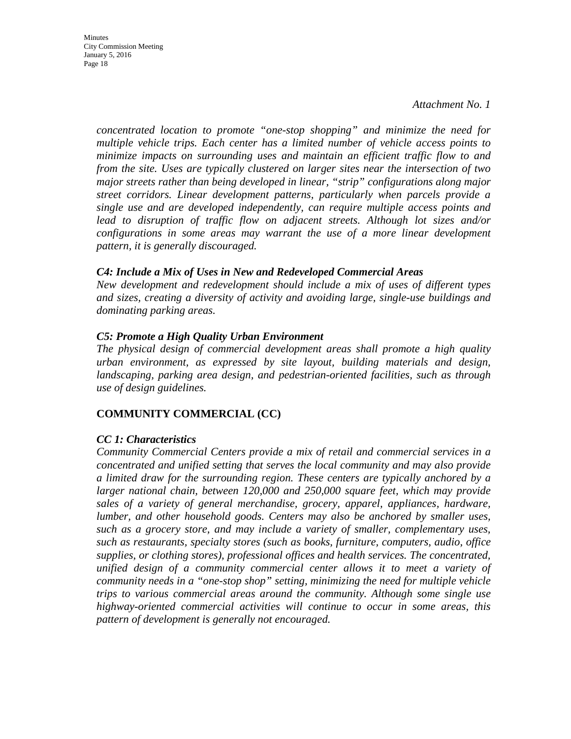*Attachment No. 1*

*concentrated location to promote "one-stop shopping" and minimize the need for multiple vehicle trips. Each center has a limited number of vehicle access points to minimize impacts on surrounding uses and maintain an efficient traffic flow to and from the site. Uses are typically clustered on larger sites near the intersection of two major streets rather than being developed in linear, "strip" configurations along major street corridors. Linear development patterns, particularly when parcels provide a single use and are developed independently, can require multiple access points and lead to disruption of traffic flow on adjacent streets. Although lot sizes and/or configurations in some areas may warrant the use of a more linear development pattern, it is generally discouraged.*

***C4: Include a Mix of Uses in New and Redeveloped Commercial Areas***
*New development and redevelopment should include a mix of uses of different types and sizes, creating a diversity of activity and avoiding large, single-use buildings and dominating parking areas.*

***C5: Promote a High Quality Urban Environment***
*The physical design of commercial development areas shall promote a high quality urban environment, as expressed by site layout, building materials and design, landscaping, parking area design, and pedestrian-oriented facilities, such as through use of design guidelines.*

## COMMUNITY COMMERCIAL (CC)

***CC 1: Characteristics***
*Community Commercial Centers provide a mix of retail and commercial services in a concentrated and unified setting that serves the local community and may also provide a limited draw for the surrounding region. These centers are typically anchored by a larger national chain, between 120,000 and 250,000 square feet, which may provide sales of a variety of general merchandise, grocery, apparel, appliances, hardware, lumber, and other household goods. Centers may also be anchored by smaller uses, such as a grocery store, and may include a variety of smaller, complementary uses, such as restaurants, specialty stores (such as books, furniture, computers, audio, office supplies, or clothing stores), professional offices and health services. The concentrated, unified design of a community commercial center allows it to meet a variety of community needs in a "one-stop shop" setting, minimizing the need for multiple vehicle trips to various commercial areas around the community. Although some single use highway-oriented commercial activities will continue to occur in some areas, this pattern of development is generally not encouraged.*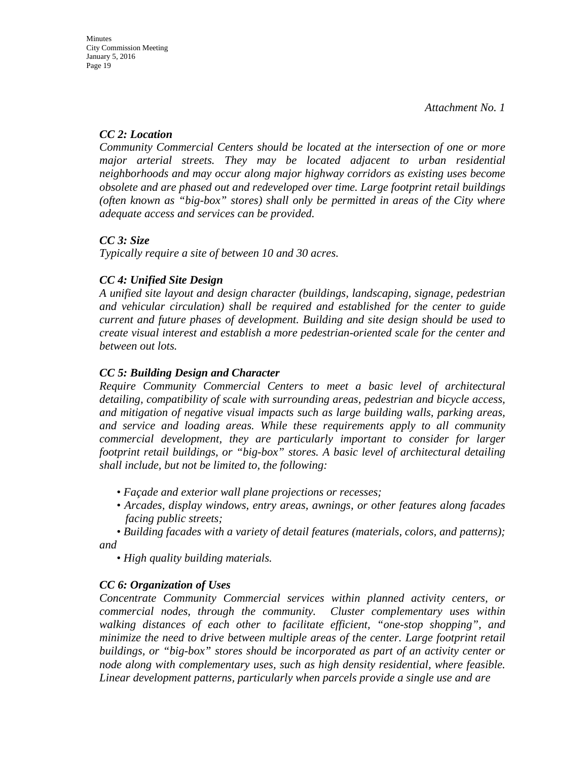*Attachment No. 1*

***CC 2: Location***

*Community Commercial Centers should be located at the intersection of one or more major arterial streets. They may be located adjacent to urban residential neighborhoods and may occur along major highway corridors as existing uses become obsolete and are phased out and redeveloped over time. Large footprint retail buildings (often known as "big-box" stores) shall only be permitted in areas of the City where adequate access and services can be provided.*

***CC 3: Size***

*Typically require a site of between 10 and 30 acres.*

***CC 4: Unified Site Design***

*A unified site layout and design character (buildings, landscaping, signage, pedestrian and vehicular circulation) shall be required and established for the center to guide current and future phases of development. Building and site design should be used to create visual interest and establish a more pedestrian-oriented scale for the center and between out lots.*

***CC 5: Building Design and Character***

*Require Community Commercial Centers to meet a basic level of architectural detailing, compatibility of scale with surrounding areas, pedestrian and bicycle access, and mitigation of negative visual impacts such as large building walls, parking areas, and service and loading areas. While these requirements apply to all community commercial development, they are particularly important to consider for larger footprint retail buildings, or "big-box" stores. A basic level of architectural detailing shall include, but not be limited to, the following:*

- *Façade and exterior wall plane projections or recesses;*
- *Arcades, display windows, entry areas, awnings, or other features along facades facing public streets;*
- *Building facades with a variety of detail features (materials, colors, and patterns); and*
- *High quality building materials.*

***CC 6: Organization of Uses***

*Concentrate Community Commercial services within planned activity centers, or commercial nodes, through the community. Cluster complementary uses within walking distances of each other to facilitate efficient, "one-stop shopping", and minimize the need to drive between multiple areas of the center. Large footprint retail buildings, or "big-box" stores should be incorporated as part of an activity center or node along with complementary uses, such as high density residential, where feasible. Linear development patterns, particularly when parcels provide a single use and are*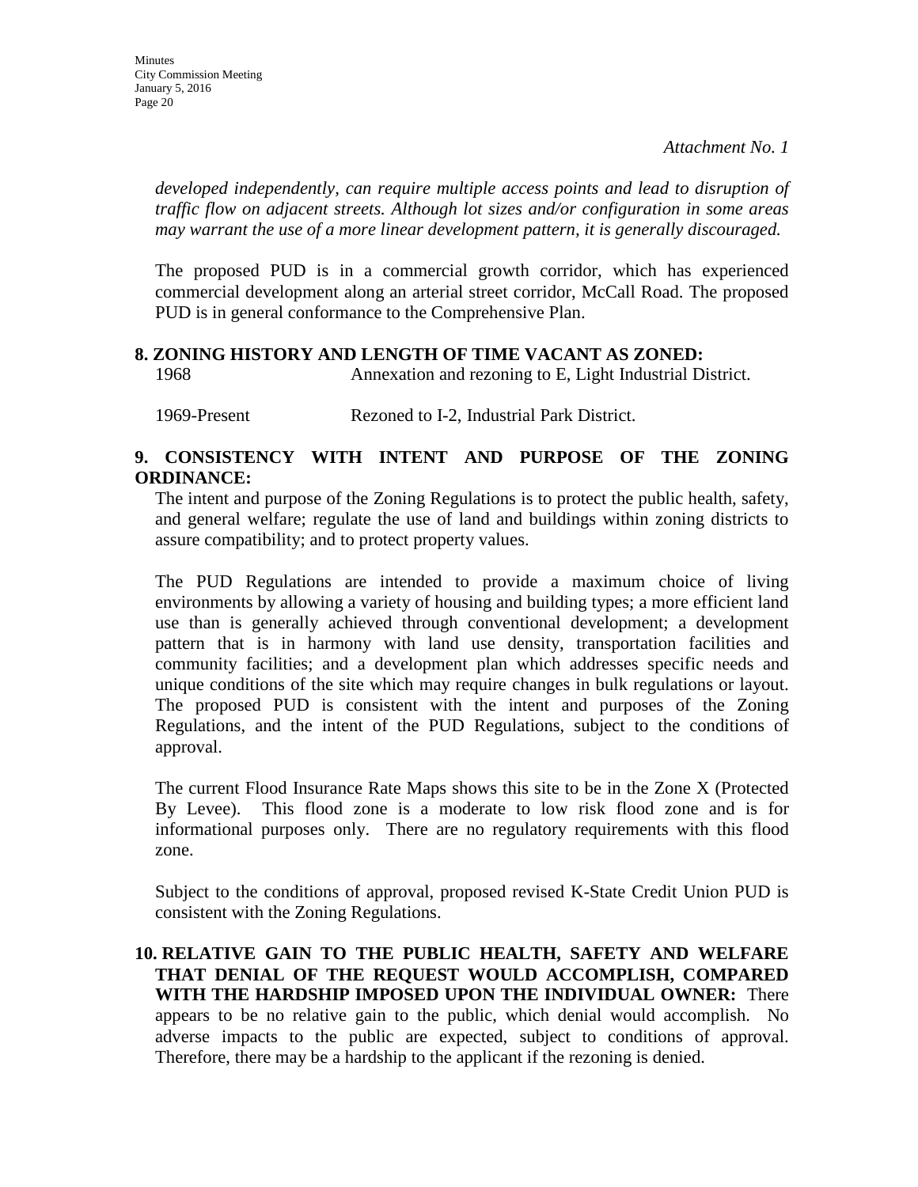*Attachment No. 1*

*developed independently, can require multiple access points and lead to disruption of traffic flow on adjacent streets. Although lot sizes and/or configuration in some areas may warrant the use of a more linear development pattern, it is generally discouraged.*

The proposed PUD is in a commercial growth corridor, which has experienced commercial development along an arterial street corridor, McCall Road. The proposed PUD is in general conformance to the Comprehensive Plan.

**8. ZONING HISTORY AND LENGTH OF TIME VACANT AS ZONED:**

1968 Annexation and rezoning to E, Light Industrial District.

1969-Present Rezoned to I-2, Industrial Park District.

**9. CONSISTENCY WITH INTENT AND PURPOSE OF THE ZONING ORDINANCE:**

The intent and purpose of the Zoning Regulations is to protect the public health, safety, and general welfare; regulate the use of land and buildings within zoning districts to assure compatibility; and to protect property values.

The PUD Regulations are intended to provide a maximum choice of living environments by allowing a variety of housing and building types; a more efficient land use than is generally achieved through conventional development; a development pattern that is in harmony with land use density, transportation facilities and community facilities; and a development plan which addresses specific needs and unique conditions of the site which may require changes in bulk regulations or layout. The proposed PUD is consistent with the intent and purposes of the Zoning Regulations, and the intent of the PUD Regulations, subject to the conditions of approval.

The current Flood Insurance Rate Maps shows this site to be in the Zone X (Protected By Levee). This flood zone is a moderate to low risk flood zone and is for informational purposes only. There are no regulatory requirements with this flood zone.

Subject to the conditions of approval, proposed revised K-State Credit Union PUD is consistent with the Zoning Regulations.

**10. RELATIVE GAIN TO THE PUBLIC HEALTH, SAFETY AND WELFARE THAT DENIAL OF THE REQUEST WOULD ACCOMPLISH, COMPARED WITH THE HARDSHIP IMPOSED UPON THE INDIVIDUAL OWNER:** There appears to be no relative gain to the public, which denial would accomplish. No adverse impacts to the public are expected, subject to conditions of approval. Therefore, there may be a hardship to the applicant if the rezoning is denied.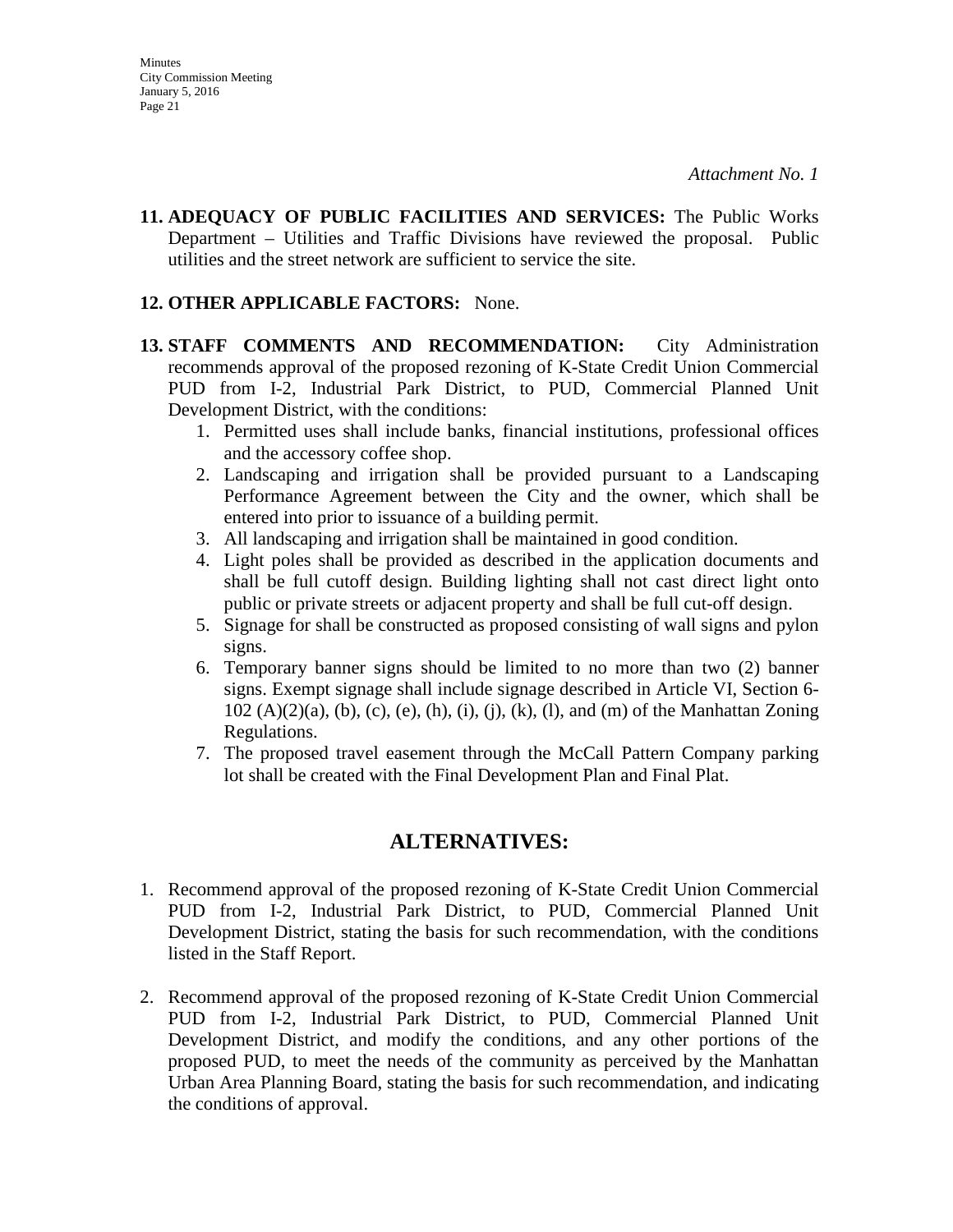*Attachment No. 1*

**11. ADEQUACY OF PUBLIC FACILITIES AND SERVICES:** The Public Works Department – Utilities and Traffic Divisions have reviewed the proposal. Public utilities and the street network are sufficient to service the site.

**12. OTHER APPLICABLE FACTORS:** None.

**13. STAFF COMMENTS AND RECOMMENDATION:** City Administration recommends approval of the proposed rezoning of K-State Credit Union Commercial PUD from I-2, Industrial Park District, to PUD, Commercial Planned Unit Development District, with the conditions:

1. Permitted uses shall include banks, financial institutions, professional offices and the accessory coffee shop.
2. Landscaping and irrigation shall be provided pursuant to a Landscaping Performance Agreement between the City and the owner, which shall be entered into prior to issuance of a building permit.
3. All landscaping and irrigation shall be maintained in good condition.
4. Light poles shall be provided as described in the application documents and shall be full cutoff design. Building lighting shall not cast direct light onto public or private streets or adjacent property and shall be full cut-off design.
5. Signage for shall be constructed as proposed consisting of wall signs and pylon signs.
6. Temporary banner signs should be limited to no more than two (2) banner signs. Exempt signage shall include signage described in Article VI, Section 6-102 (A)(2)(a), (b), (c), (e), (h), (i), (j), (k), (l), and (m) of the Manhattan Zoning Regulations.
7. The proposed travel easement through the McCall Pattern Company parking lot shall be created with the Final Development Plan and Final Plat.

## ALTERNATIVES:

1. Recommend approval of the proposed rezoning of K-State Credit Union Commercial PUD from I-2, Industrial Park District, to PUD, Commercial Planned Unit Development District, stating the basis for such recommendation, with the conditions listed in the Staff Report.

2. Recommend approval of the proposed rezoning of K-State Credit Union Commercial PUD from I-2, Industrial Park District, to PUD, Commercial Planned Unit Development District, and modify the conditions, and any other portions of the proposed PUD, to meet the needs of the community as perceived by the Manhattan Urban Area Planning Board, stating the basis for such recommendation, and indicating the conditions of approval.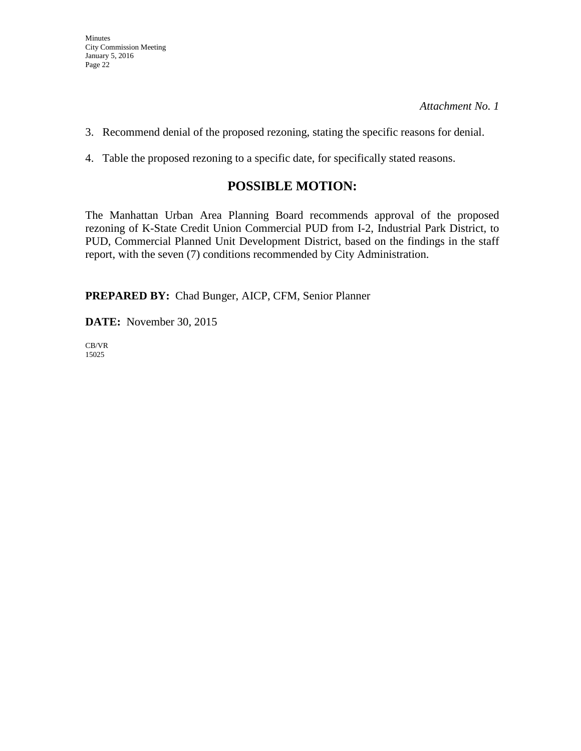*Attachment No. 1*

3. Recommend denial of the proposed rezoning, stating the specific reasons for denial.

4. Table the proposed rezoning to a specific date, for specifically stated reasons.

## POSSIBLE MOTION:

The Manhattan Urban Area Planning Board recommends approval of the proposed rezoning of K-State Credit Union Commercial PUD from I-2, Industrial Park District, to PUD, Commercial Planned Unit Development District, based on the findings in the staff report, with the seven (7) conditions recommended by City Administration.

**PREPARED BY:** Chad Bunger, AICP, CFM, Senior Planner

**DATE:** November 30, 2015

CB/VR
15025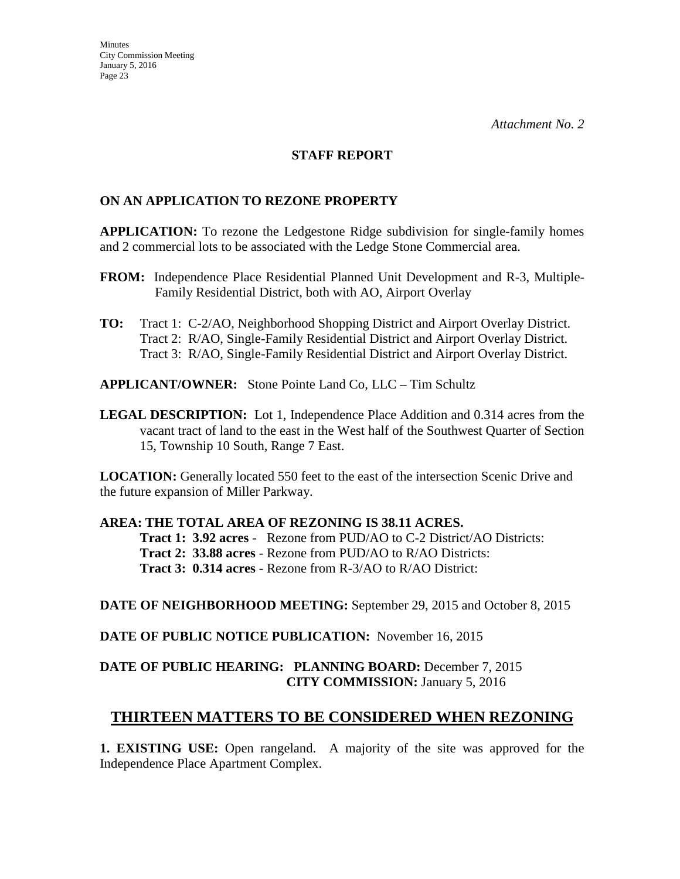*Attachment No. 2*

## STAFF REPORT

### ON AN APPLICATION TO REZONE PROPERTY

**APPLICATION:** To rezone the Ledgestone Ridge subdivision for single-family homes and 2 commercial lots to be associated with the Ledge Stone Commercial area.

**FROM:** Independence Place Residential Planned Unit Development and R-3, Multiple-Family Residential District, both with AO, Airport Overlay

**TO:** Tract 1: C-2/AO, Neighborhood Shopping District and Airport Overlay District.
Tract 2: R/AO, Single-Family Residential District and Airport Overlay District.
Tract 3: R/AO, Single-Family Residential District and Airport Overlay District.

**APPLICANT/OWNER:** Stone Pointe Land Co, LLC – Tim Schultz

**LEGAL DESCRIPTION:** Lot 1, Independence Place Addition and 0.314 acres from the vacant tract of land to the east in the West half of the Southwest Quarter of Section 15, Township 10 South, Range 7 East.

**LOCATION:** Generally located 550 feet to the east of the intersection Scenic Drive and the future expansion of Miller Parkway.

**AREA: THE TOTAL AREA OF REZONING IS 38.11 ACRES.**

**Tract 1: 3.92 acres** - Rezone from PUD/AO to C-2 District/AO Districts:
**Tract 2: 33.88 acres** - Rezone from PUD/AO to R/AO Districts:
**Tract 3: 0.314 acres** - Rezone from R-3/AO to R/AO District:

**DATE OF NEIGHBORHOOD MEETING:** September 29, 2015 and October 8, 2015

**DATE OF PUBLIC NOTICE PUBLICATION:** November 16, 2015

**DATE OF PUBLIC HEARING: PLANNING BOARD:** December 7, 2015
**CITY COMMISSION:** January 5, 2016

## THIRTEEN MATTERS TO BE CONSIDERED WHEN REZONING

**1. EXISTING USE:** Open rangeland. A majority of the site was approved for the Independence Place Apartment Complex.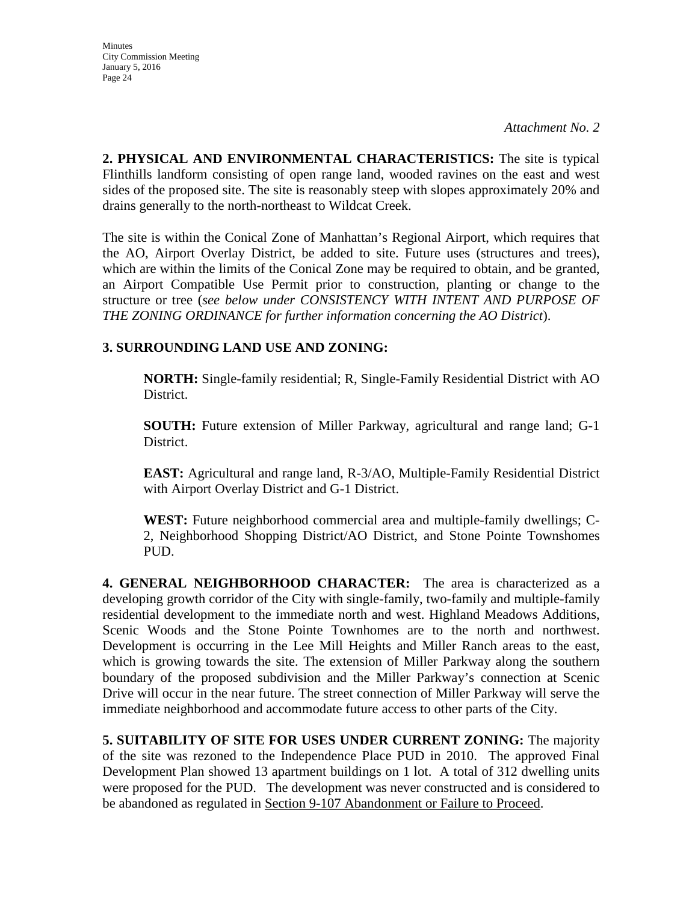*Attachment No. 2*

**2. PHYSICAL AND ENVIRONMENTAL CHARACTERISTICS:** The site is typical Flinthills landform consisting of open range land, wooded ravines on the east and west sides of the proposed site. The site is reasonably steep with slopes approximately 20% and drains generally to the north-northeast to Wildcat Creek.

The site is within the Conical Zone of Manhattan's Regional Airport, which requires that the AO, Airport Overlay District, be added to site. Future uses (structures and trees), which are within the limits of the Conical Zone may be required to obtain, and be granted, an Airport Compatible Use Permit prior to construction, planting or change to the structure or tree (*see below under CONSISTENCY WITH INTENT AND PURPOSE OF THE ZONING ORDINANCE for further information concerning the AO District*).

**3. SURROUNDING LAND USE AND ZONING:**

> **NORTH:** Single-family residential; R, Single-Family Residential District with AO District.
>
> **SOUTH:** Future extension of Miller Parkway, agricultural and range land; G-1 District.
>
> **EAST:** Agricultural and range land, R-3/AO, Multiple-Family Residential District with Airport Overlay District and G-1 District.
>
> **WEST:** Future neighborhood commercial area and multiple-family dwellings; C-2, Neighborhood Shopping District/AO District, and Stone Pointe Townshomes PUD.

**4. GENERAL NEIGHBORHOOD CHARACTER:** The area is characterized as a developing growth corridor of the City with single-family, two-family and multiple-family residential development to the immediate north and west. Highland Meadows Additions, Scenic Woods and the Stone Pointe Townhomes are to the north and northwest. Development is occurring in the Lee Mill Heights and Miller Ranch areas to the east, which is growing towards the site. The extension of Miller Parkway along the southern boundary of the proposed subdivision and the Miller Parkway's connection at Scenic Drive will occur in the near future. The street connection of Miller Parkway will serve the immediate neighborhood and accommodate future access to other parts of the City.

**5. SUITABILITY OF SITE FOR USES UNDER CURRENT ZONING:** The majority of the site was rezoned to the Independence Place PUD in 2010. The approved Final Development Plan showed 13 apartment buildings on 1 lot. A total of 312 dwelling units were proposed for the PUD. The development was never constructed and is considered to be abandoned as regulated in Section 9-107 Abandonment or Failure to Proceed.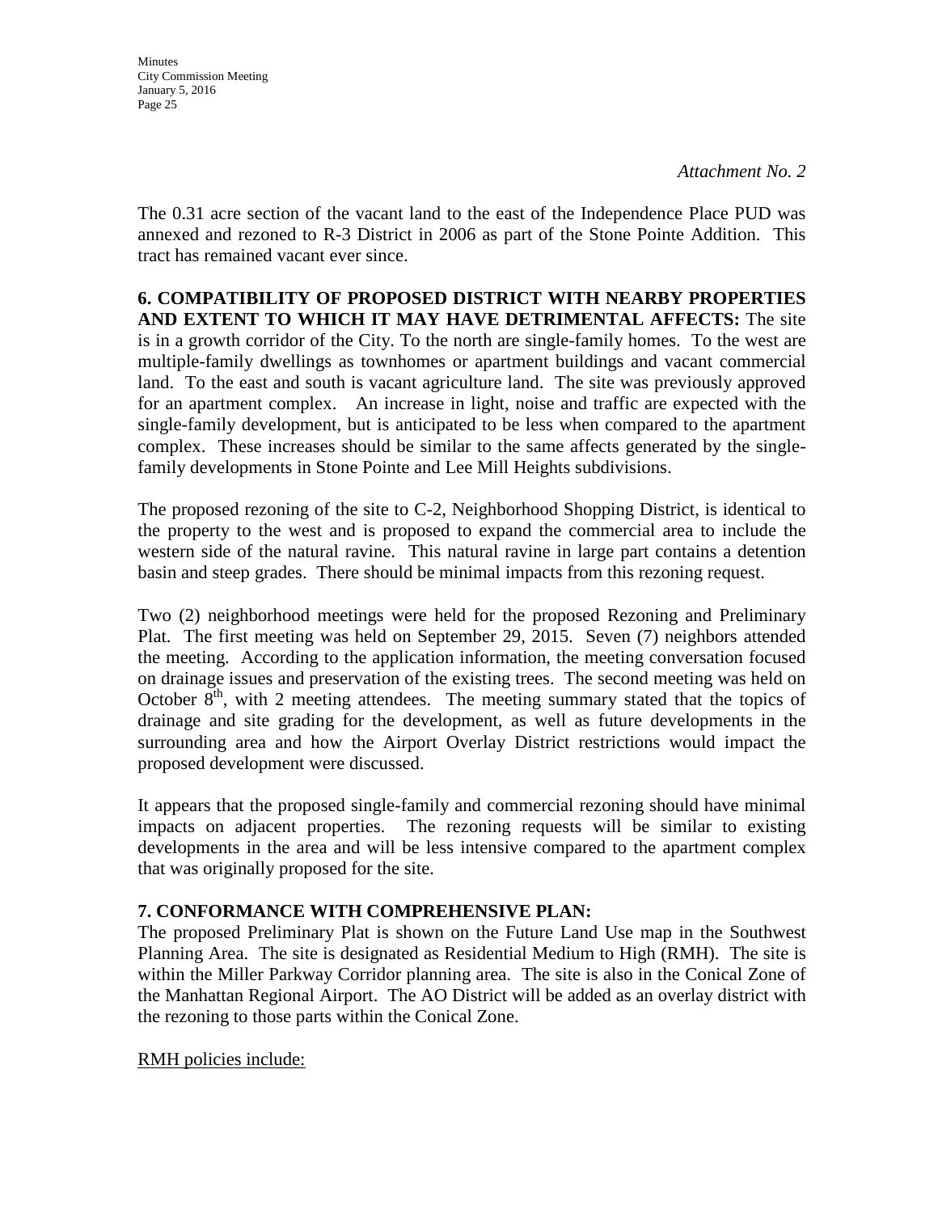*Attachment No. 2*

The 0.31 acre section of the vacant land to the east of the Independence Place PUD was annexed and rezoned to R-3 District in 2006 as part of the Stone Pointe Addition. This tract has remained vacant ever since.

**6. COMPATIBILITY OF PROPOSED DISTRICT WITH NEARBY PROPERTIES AND EXTENT TO WHICH IT MAY HAVE DETRIMENTAL AFFECTS:** The site is in a growth corridor of the City. To the north are single-family homes. To the west are multiple-family dwellings as townhomes or apartment buildings and vacant commercial land. To the east and south is vacant agriculture land. The site was previously approved for an apartment complex. An increase in light, noise and traffic are expected with the single-family development, but is anticipated to be less when compared to the apartment complex. These increases should be similar to the same affects generated by the single-family developments in Stone Pointe and Lee Mill Heights subdivisions.

The proposed rezoning of the site to C-2, Neighborhood Shopping District, is identical to the property to the west and is proposed to expand the commercial area to include the western side of the natural ravine. This natural ravine in large part contains a detention basin and steep grades. There should be minimal impacts from this rezoning request.

Two (2) neighborhood meetings were held for the proposed Rezoning and Preliminary Plat. The first meeting was held on September 29, 2015. Seven (7) neighbors attended the meeting. According to the application information, the meeting conversation focused on drainage issues and preservation of the existing trees. The second meeting was held on October 8th, with 2 meeting attendees. The meeting summary stated that the topics of drainage and site grading for the development, as well as future developments in the surrounding area and how the Airport Overlay District restrictions would impact the proposed development were discussed.

It appears that the proposed single-family and commercial rezoning should have minimal impacts on adjacent properties. The rezoning requests will be similar to existing developments in the area and will be less intensive compared to the apartment complex that was originally proposed for the site.

**7. CONFORMANCE WITH COMPREHENSIVE PLAN:**

The proposed Preliminary Plat is shown on the Future Land Use map in the Southwest Planning Area. The site is designated as Residential Medium to High (RMH). The site is within the Miller Parkway Corridor planning area. The site is also in the Conical Zone of the Manhattan Regional Airport. The AO District will be added as an overlay district with the rezoning to those parts within the Conical Zone.

<u>RMH policies include:</u>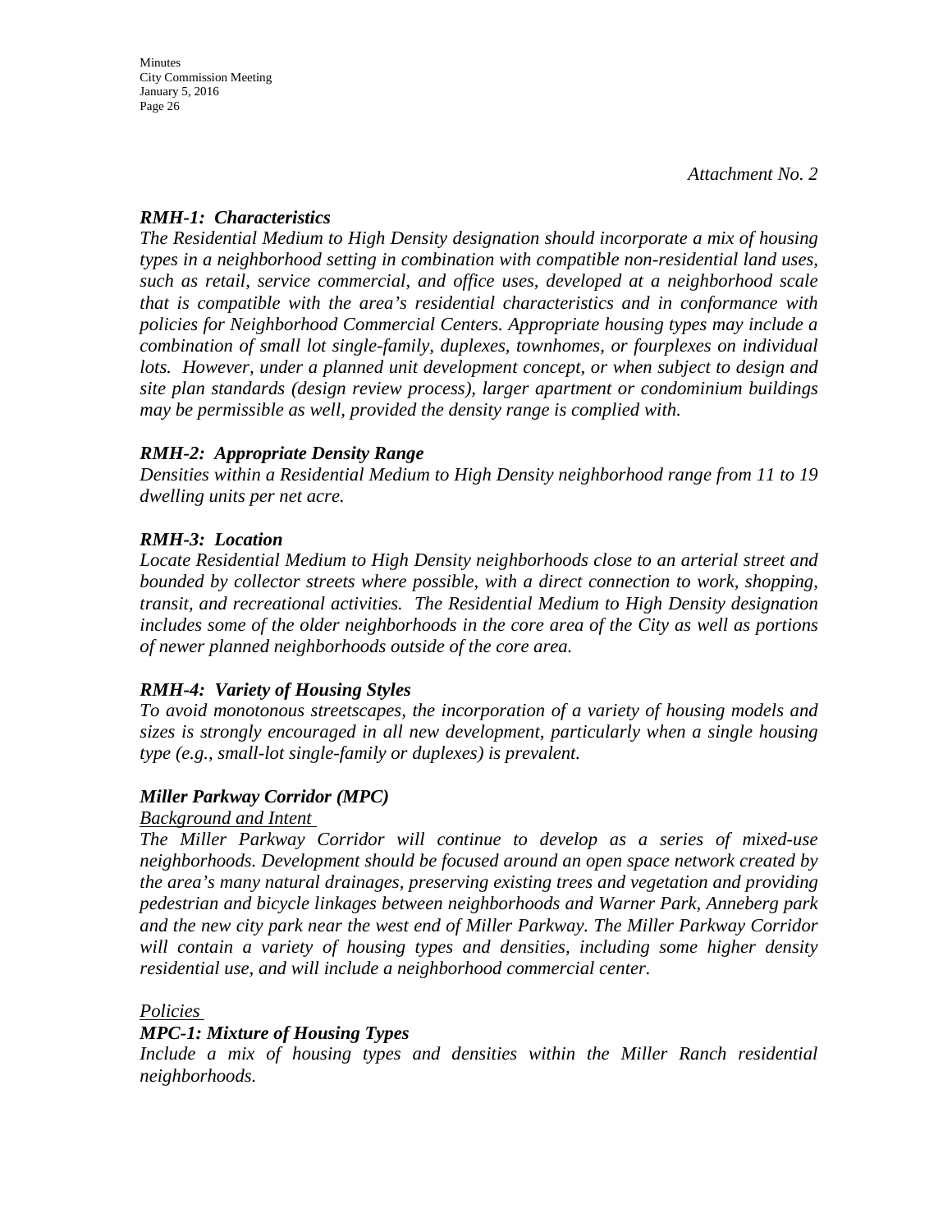*Attachment No. 2*

### *RMH-1: Characteristics*

*The Residential Medium to High Density designation should incorporate a mix of housing types in a neighborhood setting in combination with compatible non-residential land uses, such as retail, service commercial, and office uses, developed at a neighborhood scale that is compatible with the area's residential characteristics and in conformance with policies for Neighborhood Commercial Centers. Appropriate housing types may include a combination of small lot single-family, duplexes, townhomes, or fourplexes on individual lots. However, under a planned unit development concept, or when subject to design and site plan standards (design review process), larger apartment or condominium buildings may be permissible as well, provided the density range is complied with.*

### *RMH-2: Appropriate Density Range*

*Densities within a Residential Medium to High Density neighborhood range from 11 to 19 dwelling units per net acre.*

### *RMH-3: Location*

*Locate Residential Medium to High Density neighborhoods close to an arterial street and bounded by collector streets where possible, with a direct connection to work, shopping, transit, and recreational activities. The Residential Medium to High Density designation includes some of the older neighborhoods in the core area of the City as well as portions of newer planned neighborhoods outside of the core area.*

### *RMH-4: Variety of Housing Styles*

*To avoid monotonous streetscapes, the incorporation of a variety of housing models and sizes is strongly encouraged in all new development, particularly when a single housing type (e.g., small-lot single-family or duplexes) is prevalent.*

### *Miller Parkway Corridor (MPC)*

*Background and Intent*

*The Miller Parkway Corridor will continue to develop as a series of mixed-use neighborhoods. Development should be focused around an open space network created by the area's many natural drainages, preserving existing trees and vegetation and providing pedestrian and bicycle linkages between neighborhoods and Warner Park, Anneberg park and the new city park near the west end of Miller Parkway. The Miller Parkway Corridor will contain a variety of housing types and densities, including some higher density residential use, and will include a neighborhood commercial center.*

*Policies*

### *MPC-1: Mixture of Housing Types*

*Include a mix of housing types and densities within the Miller Ranch residential neighborhoods.*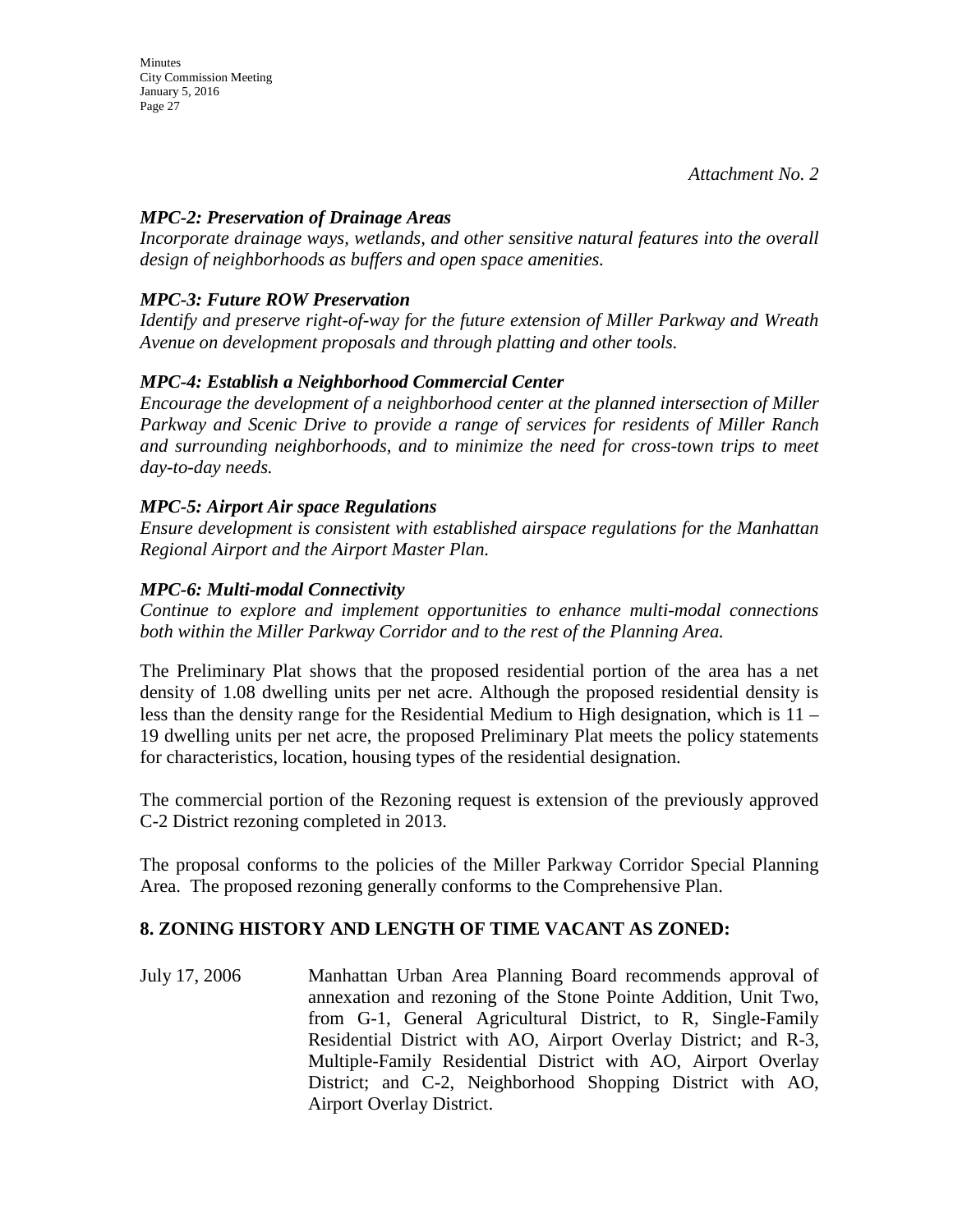*Attachment No. 2*

***MPC-2: Preservation of Drainage Areas***
*Incorporate drainage ways, wetlands, and other sensitive natural features into the overall design of neighborhoods as buffers and open space amenities.*

***MPC-3: Future ROW Preservation***
*Identify and preserve right-of-way for the future extension of Miller Parkway and Wreath Avenue on development proposals and through platting and other tools.*

***MPC-4: Establish a Neighborhood Commercial Center***
*Encourage the development of a neighborhood center at the planned intersection of Miller Parkway and Scenic Drive to provide a range of services for residents of Miller Ranch and surrounding neighborhoods, and to minimize the need for cross-town trips to meet day-to-day needs.*

***MPC-5: Airport Air space Regulations***
*Ensure development is consistent with established airspace regulations for the Manhattan Regional Airport and the Airport Master Plan.*

***MPC-6: Multi-modal Connectivity***
*Continue to explore and implement opportunities to enhance multi-modal connections both within the Miller Parkway Corridor and to the rest of the Planning Area.*

The Preliminary Plat shows that the proposed residential portion of the area has a net density of 1.08 dwelling units per net acre. Although the proposed residential density is less than the density range for the Residential Medium to High designation, which is 11 – 19 dwelling units per net acre, the proposed Preliminary Plat meets the policy statements for characteristics, location, housing types of the residential designation.

The commercial portion of the Rezoning request is extension of the previously approved C-2 District rezoning completed in 2013.

The proposal conforms to the policies of the Miller Parkway Corridor Special Planning Area. The proposed rezoning generally conforms to the Comprehensive Plan.

**8. ZONING HISTORY AND LENGTH OF TIME VACANT AS ZONED:**

July 17, 2006 — Manhattan Urban Area Planning Board recommends approval of annexation and rezoning of the Stone Pointe Addition, Unit Two, from G-1, General Agricultural District, to R, Single-Family Residential District with AO, Airport Overlay District; and R-3, Multiple-Family Residential District with AO, Airport Overlay District; and C-2, Neighborhood Shopping District with AO, Airport Overlay District.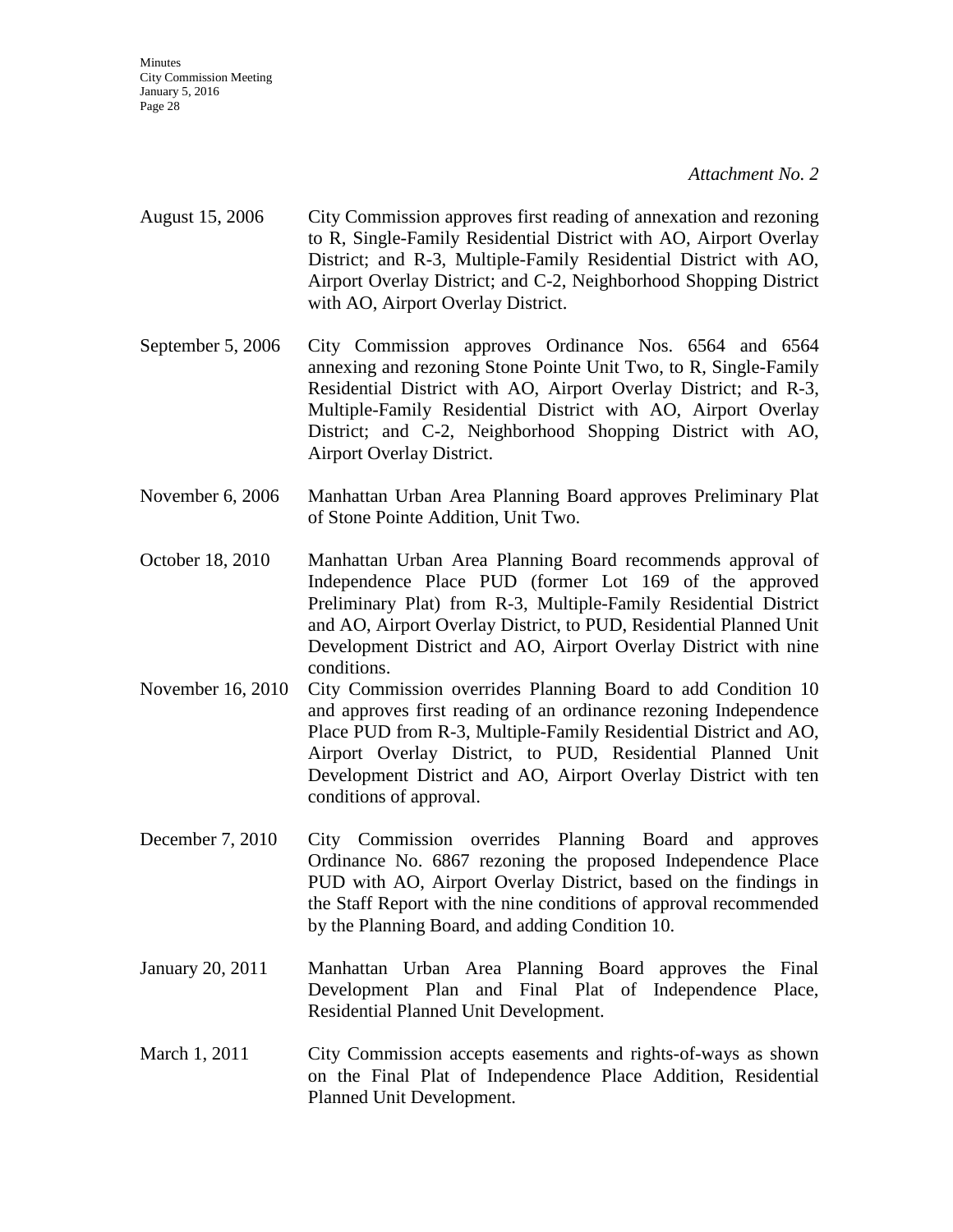*Attachment No. 2*

August 15, 2006 — City Commission approves first reading of annexation and rezoning to R, Single-Family Residential District with AO, Airport Overlay District; and R-3, Multiple-Family Residential District with AO, Airport Overlay District; and C-2, Neighborhood Shopping District with AO, Airport Overlay District.

September 5, 2006 — City Commission approves Ordinance Nos. 6564 and 6564 annexing and rezoning Stone Pointe Unit Two, to R, Single-Family Residential District with AO, Airport Overlay District; and R-3, Multiple-Family Residential District with AO, Airport Overlay District; and C-2, Neighborhood Shopping District with AO, Airport Overlay District.

November 6, 2006 — Manhattan Urban Area Planning Board approves Preliminary Plat of Stone Pointe Addition, Unit Two.

October 18, 2010 — Manhattan Urban Area Planning Board recommends approval of Independence Place PUD (former Lot 169 of the approved Preliminary Plat) from R-3, Multiple-Family Residential District and AO, Airport Overlay District, to PUD, Residential Planned Unit Development District and AO, Airport Overlay District with nine conditions.

November 16, 2010 — City Commission overrides Planning Board to add Condition 10 and approves first reading of an ordinance rezoning Independence Place PUD from R-3, Multiple-Family Residential District and AO, Airport Overlay District, to PUD, Residential Planned Unit Development District and AO, Airport Overlay District with ten conditions of approval.

December 7, 2010 — City Commission overrides Planning Board and approves Ordinance No. 6867 rezoning the proposed Independence Place PUD with AO, Airport Overlay District, based on the findings in the Staff Report with the nine conditions of approval recommended by the Planning Board, and adding Condition 10.

January 20, 2011 — Manhattan Urban Area Planning Board approves the Final Development Plan and Final Plat of Independence Place, Residential Planned Unit Development.

March 1, 2011 — City Commission accepts easements and rights-of-ways as shown on the Final Plat of Independence Place Addition, Residential Planned Unit Development.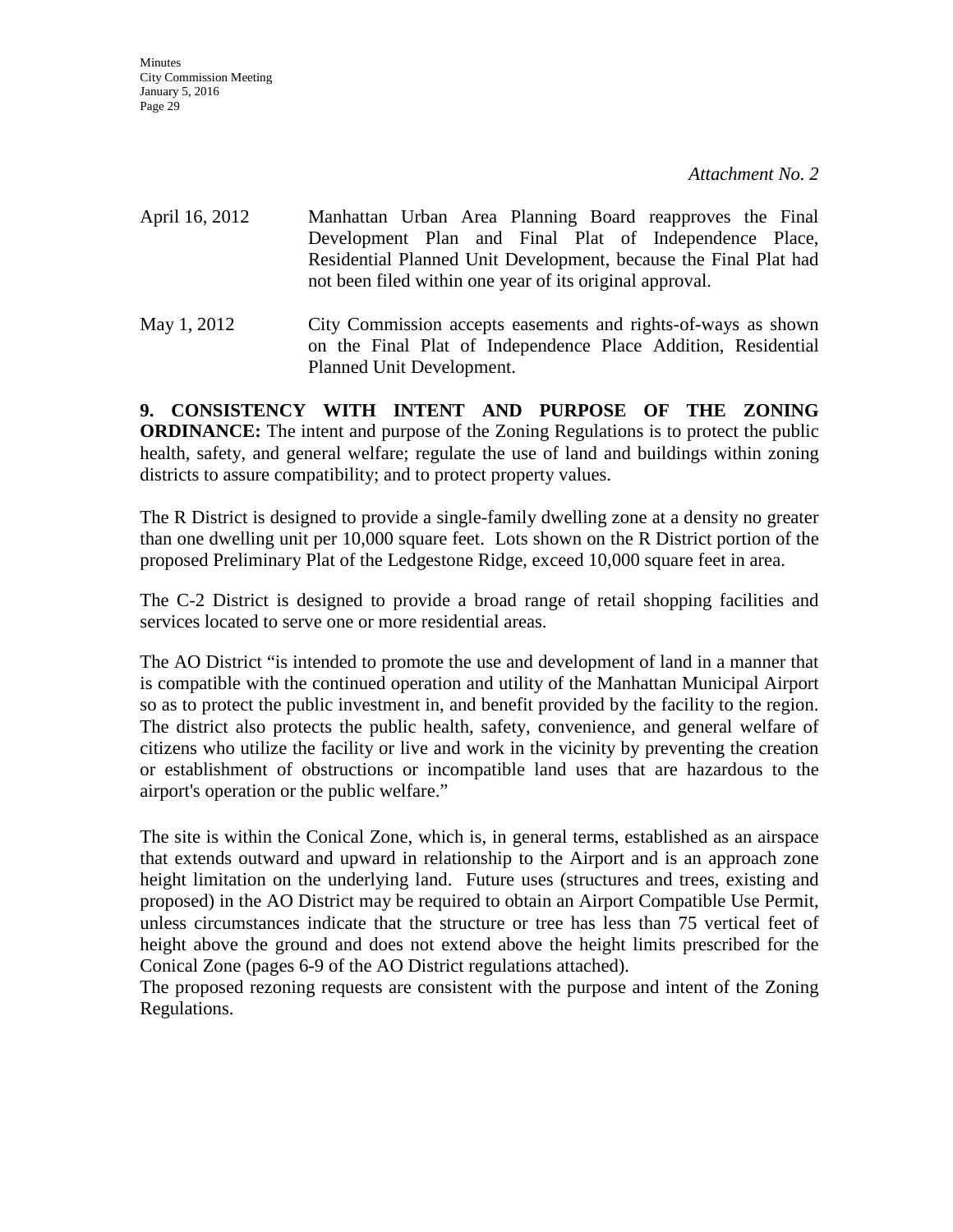*Attachment No. 2*

April 16, 2012 Manhattan Urban Area Planning Board reapproves the Final Development Plan and Final Plat of Independence Place, Residential Planned Unit Development, because the Final Plat had not been filed within one year of its original approval.

May 1, 2012 City Commission accepts easements and rights-of-ways as shown on the Final Plat of Independence Place Addition, Residential Planned Unit Development.

**9. CONSISTENCY WITH INTENT AND PURPOSE OF THE ZONING ORDINANCE:** The intent and purpose of the Zoning Regulations is to protect the public health, safety, and general welfare; regulate the use of land and buildings within zoning districts to assure compatibility; and to protect property values.

The R District is designed to provide a single-family dwelling zone at a density no greater than one dwelling unit per 10,000 square feet. Lots shown on the R District portion of the proposed Preliminary Plat of the Ledgestone Ridge, exceed 10,000 square feet in area.

The C-2 District is designed to provide a broad range of retail shopping facilities and services located to serve one or more residential areas.

The AO District "is intended to promote the use and development of land in a manner that is compatible with the continued operation and utility of the Manhattan Municipal Airport so as to protect the public investment in, and benefit provided by the facility to the region. The district also protects the public health, safety, convenience, and general welfare of citizens who utilize the facility or live and work in the vicinity by preventing the creation or establishment of obstructions or incompatible land uses that are hazardous to the airport's operation or the public welfare."

The site is within the Conical Zone, which is, in general terms, established as an airspace that extends outward and upward in relationship to the Airport and is an approach zone height limitation on the underlying land. Future uses (structures and trees, existing and proposed) in the AO District may be required to obtain an Airport Compatible Use Permit, unless circumstances indicate that the structure or tree has less than 75 vertical feet of height above the ground and does not extend above the height limits prescribed for the Conical Zone (pages 6-9 of the AO District regulations attached).

The proposed rezoning requests are consistent with the purpose and intent of the Zoning Regulations.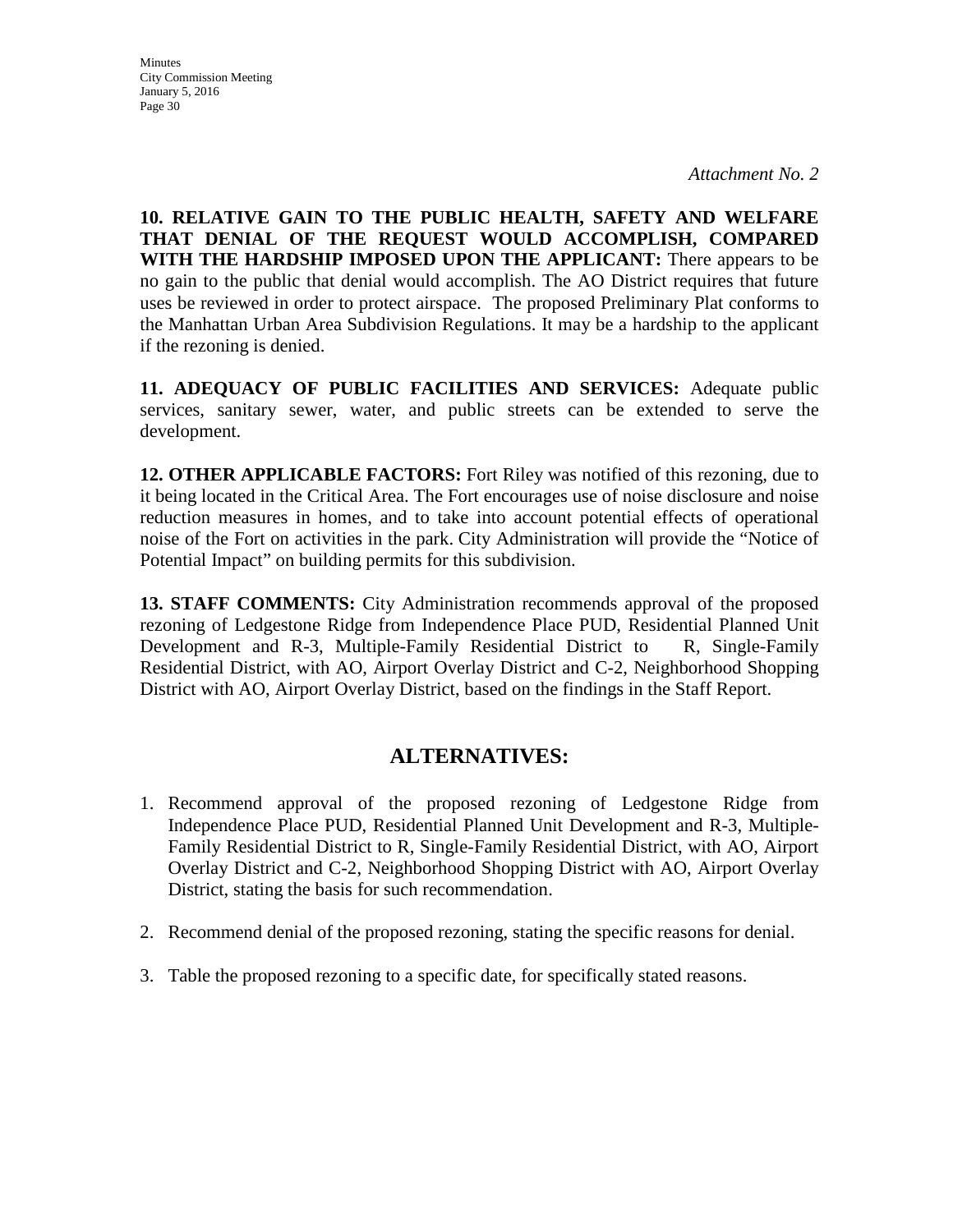*Attachment No. 2*

**10. RELATIVE GAIN TO THE PUBLIC HEALTH, SAFETY AND WELFARE THAT DENIAL OF THE REQUEST WOULD ACCOMPLISH, COMPARED WITH THE HARDSHIP IMPOSED UPON THE APPLICANT:** There appears to be no gain to the public that denial would accomplish. The AO District requires that future uses be reviewed in order to protect airspace. The proposed Preliminary Plat conforms to the Manhattan Urban Area Subdivision Regulations. It may be a hardship to the applicant if the rezoning is denied.

**11. ADEQUACY OF PUBLIC FACILITIES AND SERVICES:** Adequate public services, sanitary sewer, water, and public streets can be extended to serve the development.

**12. OTHER APPLICABLE FACTORS:** Fort Riley was notified of this rezoning, due to it being located in the Critical Area. The Fort encourages use of noise disclosure and noise reduction measures in homes, and to take into account potential effects of operational noise of the Fort on activities in the park. City Administration will provide the "Notice of Potential Impact" on building permits for this subdivision.

**13. STAFF COMMENTS:** City Administration recommends approval of the proposed rezoning of Ledgestone Ridge from Independence Place PUD, Residential Planned Unit Development and R-3, Multiple-Family Residential District to R, Single-Family Residential District, with AO, Airport Overlay District and C-2, Neighborhood Shopping District with AO, Airport Overlay District, based on the findings in the Staff Report.

## ALTERNATIVES:

1. Recommend approval of the proposed rezoning of Ledgestone Ridge from Independence Place PUD, Residential Planned Unit Development and R-3, Multiple-Family Residential District to R, Single-Family Residential District, with AO, Airport Overlay District and C-2, Neighborhood Shopping District with AO, Airport Overlay District, stating the basis for such recommendation.

2. Recommend denial of the proposed rezoning, stating the specific reasons for denial.

3. Table the proposed rezoning to a specific date, for specifically stated reasons.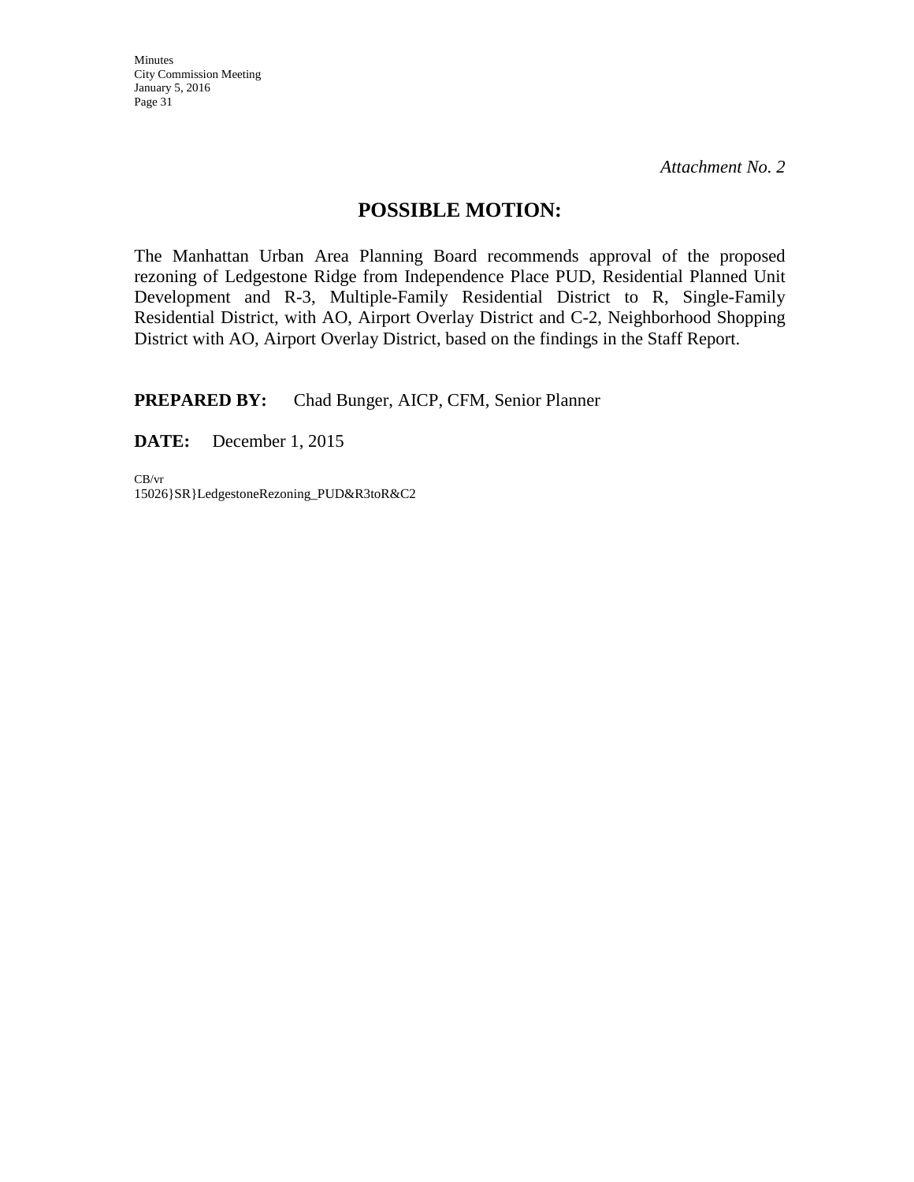*Attachment No. 2*

## POSSIBLE MOTION:

The Manhattan Urban Area Planning Board recommends approval of the proposed rezoning of Ledgestone Ridge from Independence Place PUD, Residential Planned Unit Development and R-3, Multiple-Family Residential District to R, Single-Family Residential District, with AO, Airport Overlay District and C-2, Neighborhood Shopping District with AO, Airport Overlay District, based on the findings in the Staff Report.

**PREPARED BY:** Chad Bunger, AICP, CFM, Senior Planner

**DATE:** December 1, 2015

CB/vr
15026}SR}LedgestoneRezoning_PUD&R3toR&C2